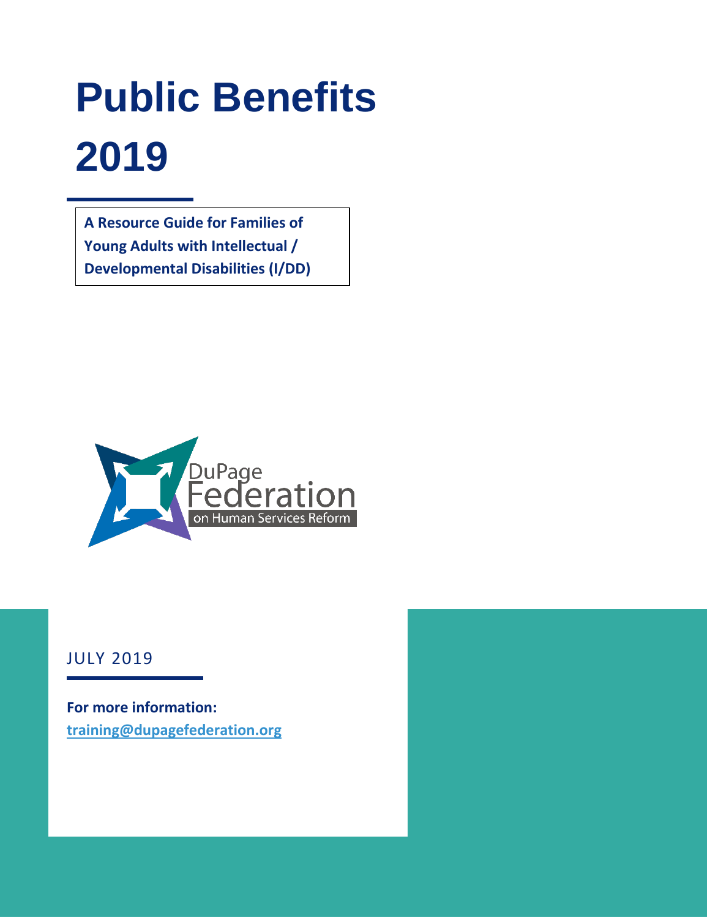# Public Benefits 2019

**A Resource Guide for Families of Young Adults with Intellectual / Developmental Disabilities (I/DD)**

DuPage Federation on Human Services Reform

JULY 2019

**For more information:**
**training@dupagefederation.org**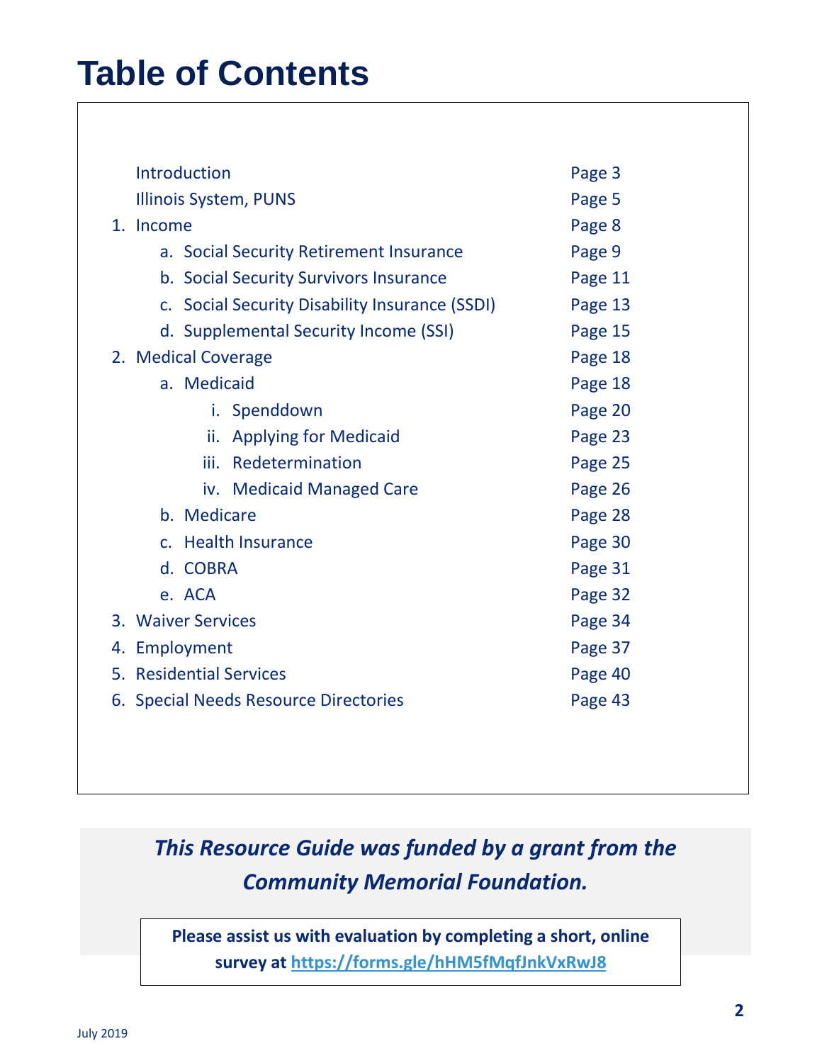# Table of Contents

| | |
|---|---|
| Introduction | Page 3 |
| Illinois System, PUNS | Page 5 |
| 1. Income | Page 8 |
| a. Social Security Retirement Insurance | Page 9 |
| b. Social Security Survivors Insurance | Page 11 |
| c. Social Security Disability Insurance (SSDI) | Page 13 |
| d. Supplemental Security Income (SSI) | Page 15 |
| 2. Medical Coverage | Page 18 |
| a. Medicaid | Page 18 |
| i. Spenddown | Page 20 |
| ii. Applying for Medicaid | Page 23 |
| iii. Redetermination | Page 25 |
| iv. Medicaid Managed Care | Page 26 |
| b. Medicare | Page 28 |
| c. Health Insurance | Page 30 |
| d. COBRA | Page 31 |
| e. ACA | Page 32 |
| 3. Waiver Services | Page 34 |
| 4. Employment | Page 37 |
| 5. Residential Services | Page 40 |
| 6. Special Needs Resource Directories | Page 43 |

***This Resource Guide was funded by a grant from the Community Memorial Foundation.***

**Please assist us with evaluation by completing a short, online survey at https://forms.gle/hHM5fMqfJnkVxRwJ8**

July 2019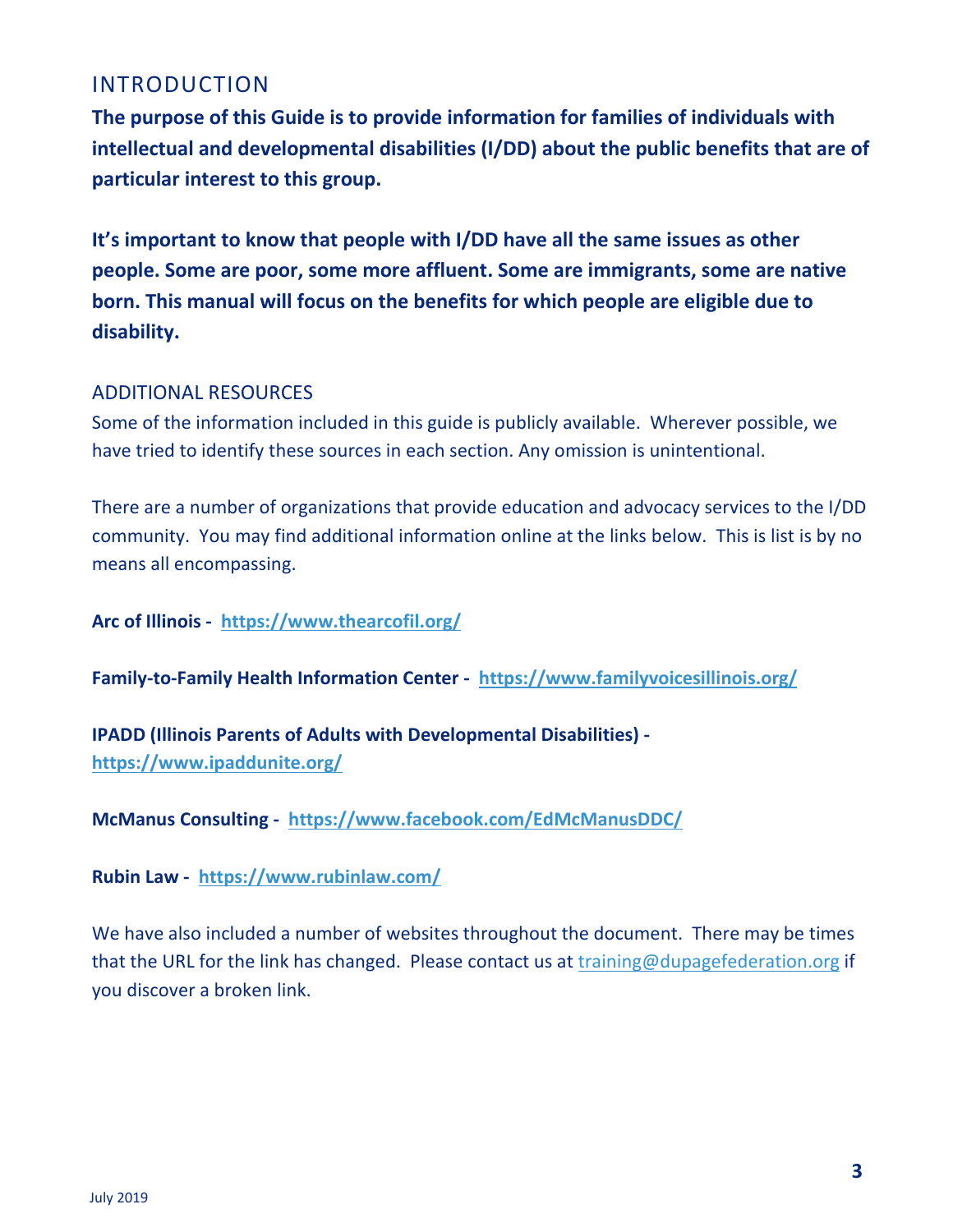# INTRODUCTION

**The purpose of this Guide is to provide information for families of individuals with intellectual and developmental disabilities (I/DD) about the public benefits that are of particular interest to this group.**

**It's important to know that people with I/DD have all the same issues as other people. Some are poor, some more affluent. Some are immigrants, some are native born. This manual will focus on the benefits for which people are eligible due to disability.**

## ADDITIONAL RESOURCES

Some of the information included in this guide is publicly available. Wherever possible, we have tried to identify these sources in each section. Any omission is unintentional.

There are a number of organizations that provide education and advocacy services to the I/DD community. You may find additional information online at the links below. This is list is by no means all encompassing.

**Arc of Illinois - https://www.thearcofil.org/**

**Family-to-Family Health Information Center - https://www.familyvoicesillinois.org/**

**IPADD (Illinois Parents of Adults with Developmental Disabilities) - https://www.ipaddunite.org/**

**McManus Consulting - https://www.facebook.com/EdMcManusDDC/**

**Rubin Law - https://www.rubinlaw.com/**

We have also included a number of websites throughout the document. There may be times that the URL for the link has changed. Please contact us at training@dupagefederation.org if you discover a broken link.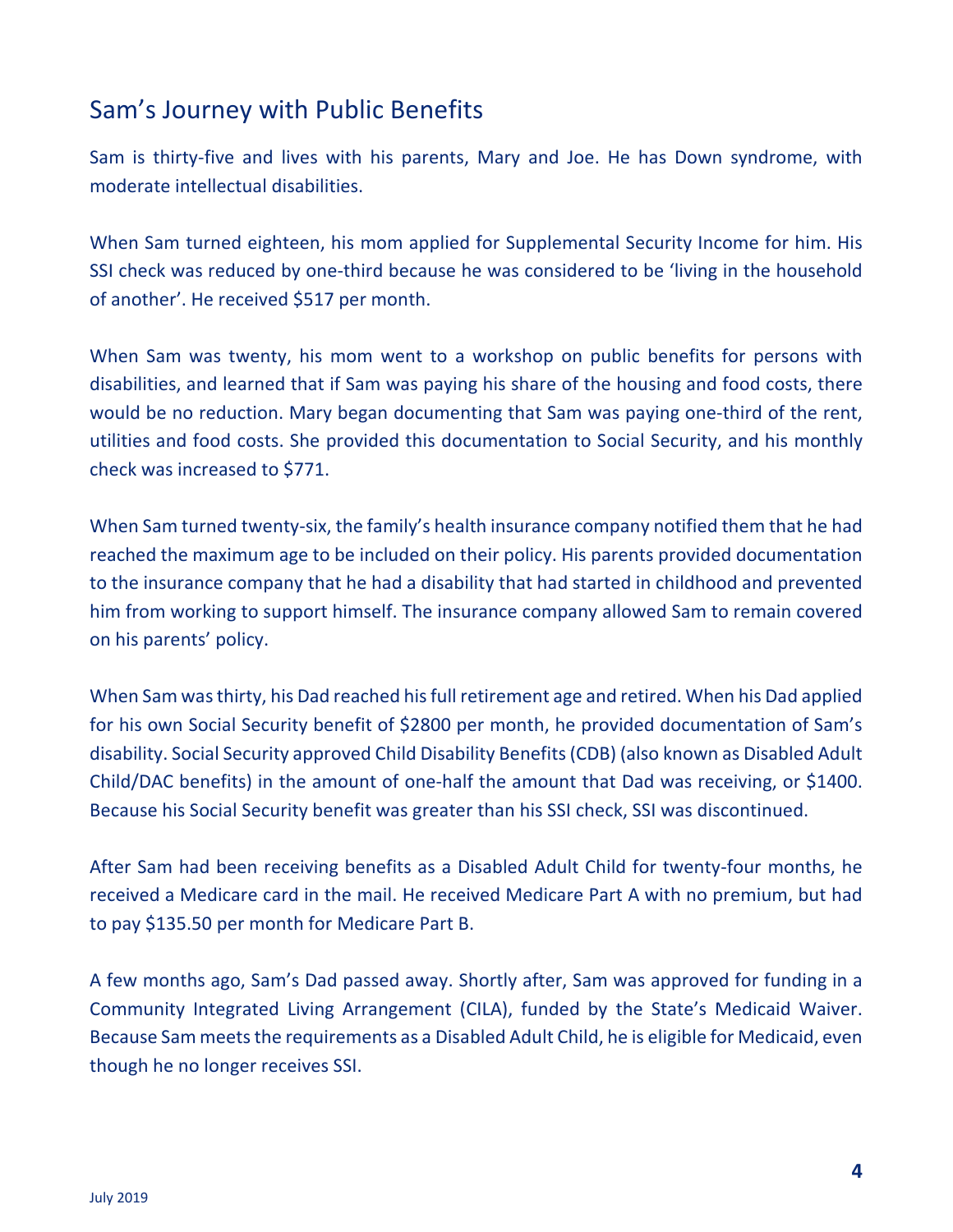## Sam's Journey with Public Benefits

Sam is thirty-five and lives with his parents, Mary and Joe. He has Down syndrome, with moderate intellectual disabilities.

When Sam turned eighteen, his mom applied for Supplemental Security Income for him. His SSI check was reduced by one-third because he was considered to be 'living in the household of another'. He received $517 per month.

When Sam was twenty, his mom went to a workshop on public benefits for persons with disabilities, and learned that if Sam was paying his share of the housing and food costs, there would be no reduction. Mary began documenting that Sam was paying one-third of the rent, utilities and food costs. She provided this documentation to Social Security, and his monthly check was increased to $771.

When Sam turned twenty-six, the family's health insurance company notified them that he had reached the maximum age to be included on their policy. His parents provided documentation to the insurance company that he had a disability that had started in childhood and prevented him from working to support himself. The insurance company allowed Sam to remain covered on his parents' policy.

When Sam was thirty, his Dad reached his full retirement age and retired. When his Dad applied for his own Social Security benefit of $2800 per month, he provided documentation of Sam's disability. Social Security approved Child Disability Benefits (CDB) (also known as Disabled Adult Child/DAC benefits) in the amount of one-half the amount that Dad was receiving, or $1400. Because his Social Security benefit was greater than his SSI check, SSI was discontinued.

After Sam had been receiving benefits as a Disabled Adult Child for twenty-four months, he received a Medicare card in the mail. He received Medicare Part A with no premium, but had to pay $135.50 per month for Medicare Part B.

A few months ago, Sam's Dad passed away. Shortly after, Sam was approved for funding in a Community Integrated Living Arrangement (CILA), funded by the State's Medicaid Waiver. Because Sam meets the requirements as a Disabled Adult Child, he is eligible for Medicaid, even though he no longer receives SSI.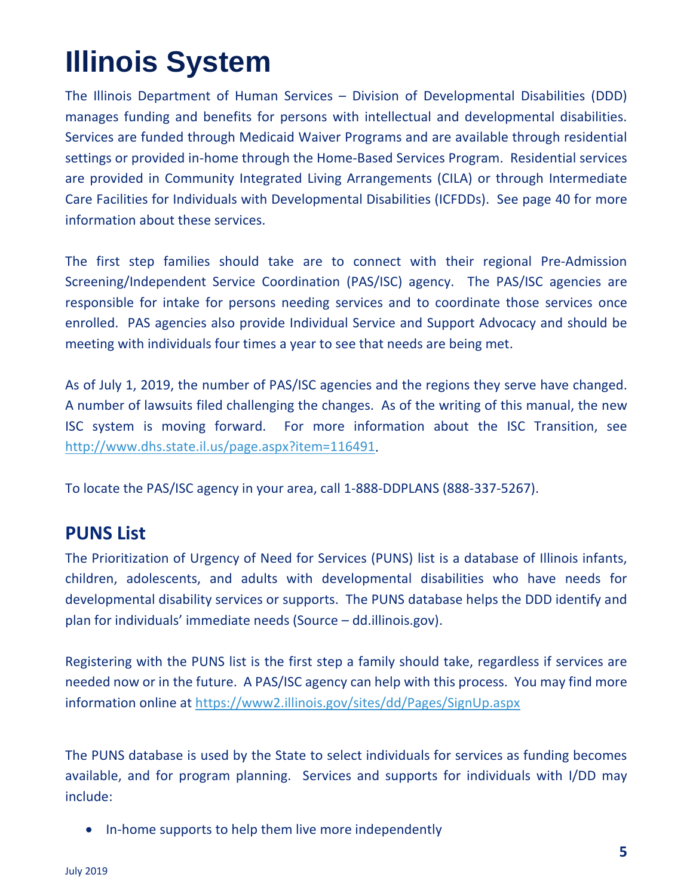# Illinois System

The Illinois Department of Human Services – Division of Developmental Disabilities (DDD) manages funding and benefits for persons with intellectual and developmental disabilities. Services are funded through Medicaid Waiver Programs and are available through residential settings or provided in-home through the Home-Based Services Program. Residential services are provided in Community Integrated Living Arrangements (CILA) or through Intermediate Care Facilities for Individuals with Developmental Disabilities (ICFDDs). See page 40 for more information about these services.

The first step families should take are to connect with their regional Pre-Admission Screening/Independent Service Coordination (PAS/ISC) agency. The PAS/ISC agencies are responsible for intake for persons needing services and to coordinate those services once enrolled. PAS agencies also provide Individual Service and Support Advocacy and should be meeting with individuals four times a year to see that needs are being met.

As of July 1, 2019, the number of PAS/ISC agencies and the regions they serve have changed. A number of lawsuits filed challenging the changes. As of the writing of this manual, the new ISC system is moving forward. For more information about the ISC Transition, see http://www.dhs.state.il.us/page.aspx?item=116491.

To locate the PAS/ISC agency in your area, call 1-888-DDPLANS (888-337-5267).

## PUNS List

The Prioritization of Urgency of Need for Services (PUNS) list is a database of Illinois infants, children, adolescents, and adults with developmental disabilities who have needs for developmental disability services or supports. The PUNS database helps the DDD identify and plan for individuals' immediate needs (Source – dd.illinois.gov).

Registering with the PUNS list is the first step a family should take, regardless if services are needed now or in the future. A PAS/ISC agency can help with this process. You may find more information online at https://www2.illinois.gov/sites/dd/Pages/SignUp.aspx

The PUNS database is used by the State to select individuals for services as funding becomes available, and for program planning. Services and supports for individuals with I/DD may include:

- In-home supports to help them live more independently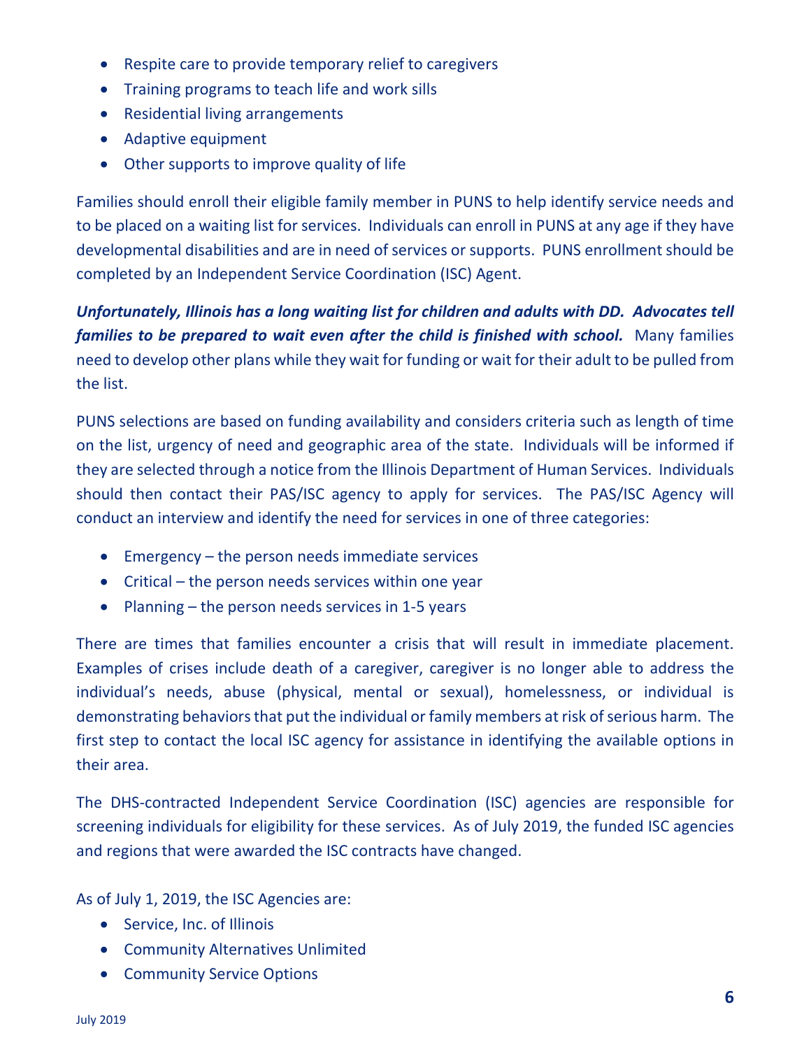- Respite care to provide temporary relief to caregivers
- Training programs to teach life and work sills
- Residential living arrangements
- Adaptive equipment
- Other supports to improve quality of life

Families should enroll their eligible family member in PUNS to help identify service needs and to be placed on a waiting list for services. Individuals can enroll in PUNS at any age if they have developmental disabilities and are in need of services or supports. PUNS enrollment should be completed by an Independent Service Coordination (ISC) Agent.

***Unfortunately, Illinois has a long waiting list for children and adults with DD. Advocates tell families to be prepared to wait even after the child is finished with school.*** Many families need to develop other plans while they wait for funding or wait for their adult to be pulled from the list.

PUNS selections are based on funding availability and considers criteria such as length of time on the list, urgency of need and geographic area of the state. Individuals will be informed if they are selected through a notice from the Illinois Department of Human Services. Individuals should then contact their PAS/ISC agency to apply for services. The PAS/ISC Agency will conduct an interview and identify the need for services in one of three categories:

- Emergency – the person needs immediate services
- Critical – the person needs services within one year
- Planning – the person needs services in 1-5 years

There are times that families encounter a crisis that will result in immediate placement. Examples of crises include death of a caregiver, caregiver is no longer able to address the individual's needs, abuse (physical, mental or sexual), homelessness, or individual is demonstrating behaviors that put the individual or family members at risk of serious harm. The first step to contact the local ISC agency for assistance in identifying the available options in their area.

The DHS-contracted Independent Service Coordination (ISC) agencies are responsible for screening individuals for eligibility for these services. As of July 2019, the funded ISC agencies and regions that were awarded the ISC contracts have changed.

As of July 1, 2019, the ISC Agencies are:

- Service, Inc. of Illinois
- Community Alternatives Unlimited
- Community Service Options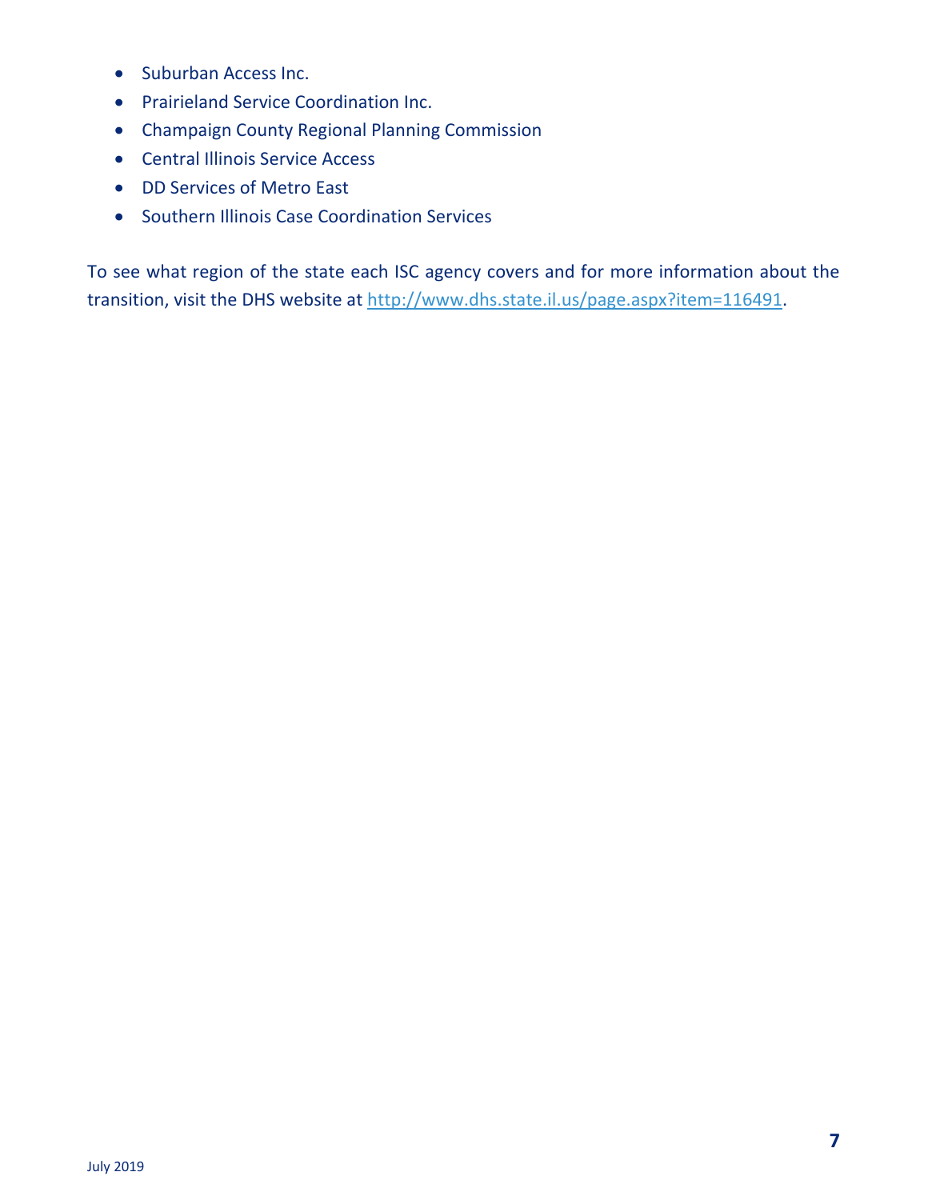- Suburban Access Inc.
- Prairieland Service Coordination Inc.
- Champaign County Regional Planning Commission
- Central Illinois Service Access
- DD Services of Metro East
- Southern Illinois Case Coordination Services

To see what region of the state each ISC agency covers and for more information about the transition, visit the DHS website at [http://www.dhs.state.il.us/page.aspx?item=116491](http://www.dhs.state.il.us/page.aspx?item=116491).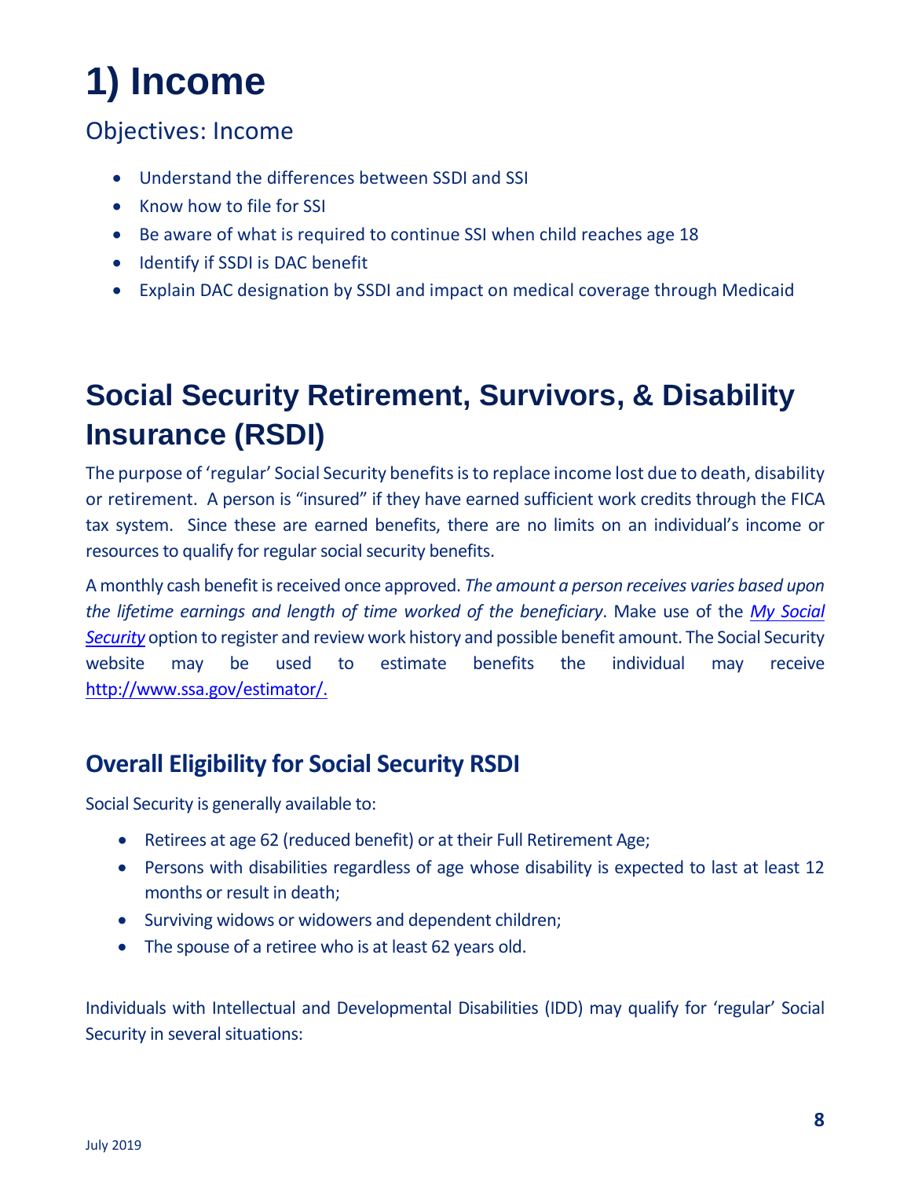# 1) Income

## Objectives: Income

- Understand the differences between SSDI and SSI
- Know how to file for SSI
- Be aware of what is required to continue SSI when child reaches age 18
- Identify if SSDI is DAC benefit
- Explain DAC designation by SSDI and impact on medical coverage through Medicaid

# Social Security Retirement, Survivors, & Disability Insurance (RSDI)

The purpose of 'regular' Social Security benefits is to replace income lost due to death, disability or retirement. A person is "insured" if they have earned sufficient work credits through the FICA tax system. Since these are earned benefits, there are no limits on an individual's income or resources to qualify for regular social security benefits.

A monthly cash benefit is received once approved. *The amount a person receives varies based upon the lifetime earnings and length of time worked of the beneficiary*. Make use of the *My Social Security* option to register and review work history and possible benefit amount. The Social Security website may be used to estimate benefits the individual may receive http://www.ssa.gov/estimator/.

## Overall Eligibility for Social Security RSDI

Social Security is generally available to:

- Retirees at age 62 (reduced benefit) or at their Full Retirement Age;
- Persons with disabilities regardless of age whose disability is expected to last at least 12 months or result in death;
- Surviving widows or widowers and dependent children;
- The spouse of a retiree who is at least 62 years old.

Individuals with Intellectual and Developmental Disabilities (IDD) may qualify for 'regular' Social Security in several situations: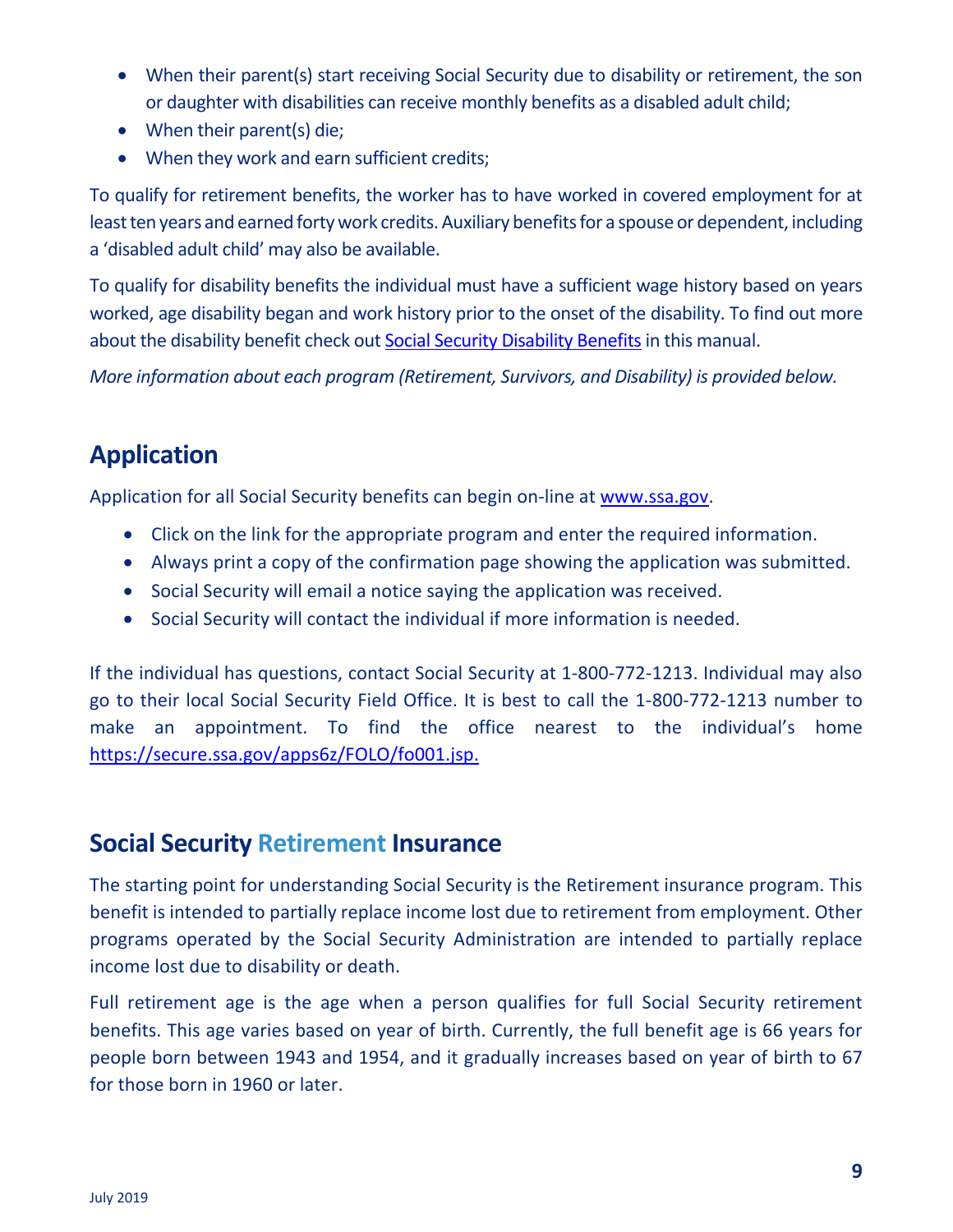- When their parent(s) start receiving Social Security due to disability or retirement, the son or daughter with disabilities can receive monthly benefits as a disabled adult child;
- When their parent(s) die;
- When they work and earn sufficient credits;

To qualify for retirement benefits, the worker has to have worked in covered employment for at least ten years and earned forty work credits. Auxiliary benefits for a spouse or dependent, including a 'disabled adult child' may also be available.

To qualify for disability benefits the individual must have a sufficient wage history based on years worked, age disability began and work history prior to the onset of the disability. To find out more about the disability benefit check out Social Security Disability Benefits in this manual.

*More information about each program (Retirement, Survivors, and Disability) is provided below.*

## Application

Application for all Social Security benefits can begin on-line at www.ssa.gov.

- Click on the link for the appropriate program and enter the required information.
- Always print a copy of the confirmation page showing the application was submitted.
- Social Security will email a notice saying the application was received.
- Social Security will contact the individual if more information is needed.

If the individual has questions, contact Social Security at 1-800-772-1213. Individual may also go to their local Social Security Field Office. It is best to call the 1-800-772-1213 number to make an appointment. To find the office nearest to the individual's home https://secure.ssa.gov/apps6z/FOLO/fo001.jsp.

## Social Security Retirement Insurance

The starting point for understanding Social Security is the Retirement insurance program. This benefit is intended to partially replace income lost due to retirement from employment. Other programs operated by the Social Security Administration are intended to partially replace income lost due to disability or death.

Full retirement age is the age when a person qualifies for full Social Security retirement benefits. This age varies based on year of birth. Currently, the full benefit age is 66 years for people born between 1943 and 1954, and it gradually increases based on year of birth to 67 for those born in 1960 or later.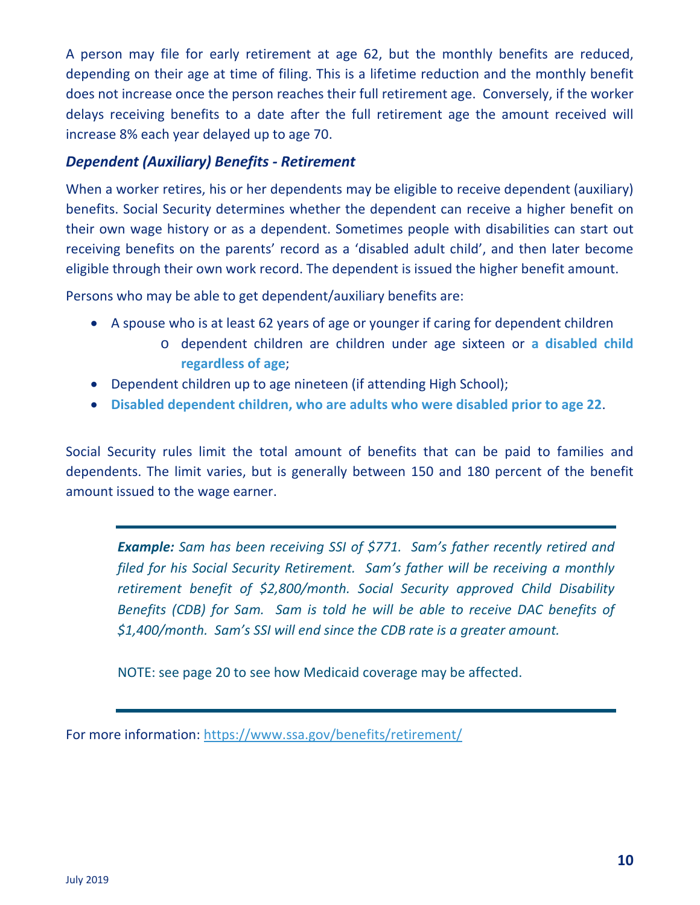A person may file for early retirement at age 62, but the monthly benefits are reduced, depending on their age at time of filing. This is a lifetime reduction and the monthly benefit does not increase once the person reaches their full retirement age. Conversely, if the worker delays receiving benefits to a date after the full retirement age the amount received will increase 8% each year delayed up to age 70.

### *Dependent (Auxiliary) Benefits - Retirement*

When a worker retires, his or her dependents may be eligible to receive dependent (auxiliary) benefits. Social Security determines whether the dependent can receive a higher benefit on their own wage history or as a dependent. Sometimes people with disabilities can start out receiving benefits on the parents' record as a 'disabled adult child', and then later become eligible through their own work record. The dependent is issued the higher benefit amount.

Persons who may be able to get dependent/auxiliary benefits are:

- A spouse who is at least 62 years of age or younger if caring for dependent children
  - dependent children are children under age sixteen or **a disabled child regardless of age**;
- Dependent children up to age nineteen (if attending High School);
- **Disabled dependent children, who are adults who were disabled prior to age 22**.

Social Security rules limit the total amount of benefits that can be paid to families and dependents. The limit varies, but is generally between 150 and 180 percent of the benefit amount issued to the wage earner.

---

***Example:*** *Sam has been receiving SSI of $771. Sam's father recently retired and filed for his Social Security Retirement. Sam's father will be receiving a monthly retirement benefit of $2,800/month. Social Security approved Child Disability Benefits (CDB) for Sam. Sam is told he will be able to receive DAC benefits of $1,400/month. Sam's SSI will end since the CDB rate is a greater amount.*

NOTE: see page 20 to see how Medicaid coverage may be affected.

---

For more information: https://www.ssa.gov/benefits/retirement/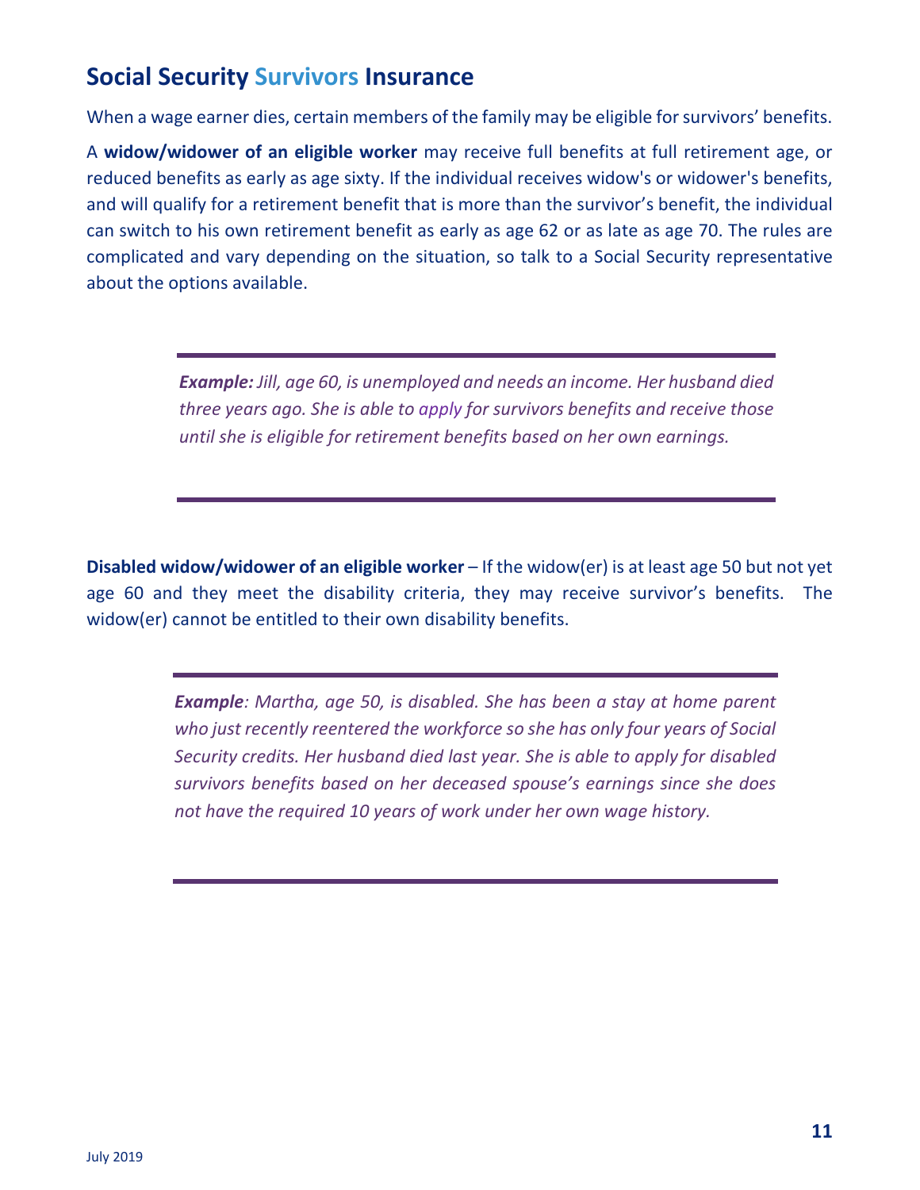## Social Security Survivors Insurance

When a wage earner dies, certain members of the family may be eligible for survivors' benefits.

A **widow/widower of an eligible worker** may receive full benefits at full retirement age, or reduced benefits as early as age sixty. If the individual receives widow's or widower's benefits, and will qualify for a retirement benefit that is more than the survivor's benefit, the individual can switch to his own retirement benefit as early as age 62 or as late as age 70. The rules are complicated and vary depending on the situation, so talk to a Social Security representative about the options available.

> ***Example:*** *Jill, age 60, is unemployed and needs an income. Her husband died three years ago. She is able to apply for survivors benefits and receive those until she is eligible for retirement benefits based on her own earnings.*

**Disabled widow/widower of an eligible worker** – If the widow(er) is at least age 50 but not yet age 60 and they meet the disability criteria, they may receive survivor's benefits. The widow(er) cannot be entitled to their own disability benefits.

> ***Example****: Martha, age 50, is disabled. She has been a stay at home parent who just recently reentered the workforce so she has only four years of Social Security credits. Her husband died last year. She is able to apply for disabled survivors benefits based on her deceased spouse's earnings since she does not have the required 10 years of work under her own wage history.*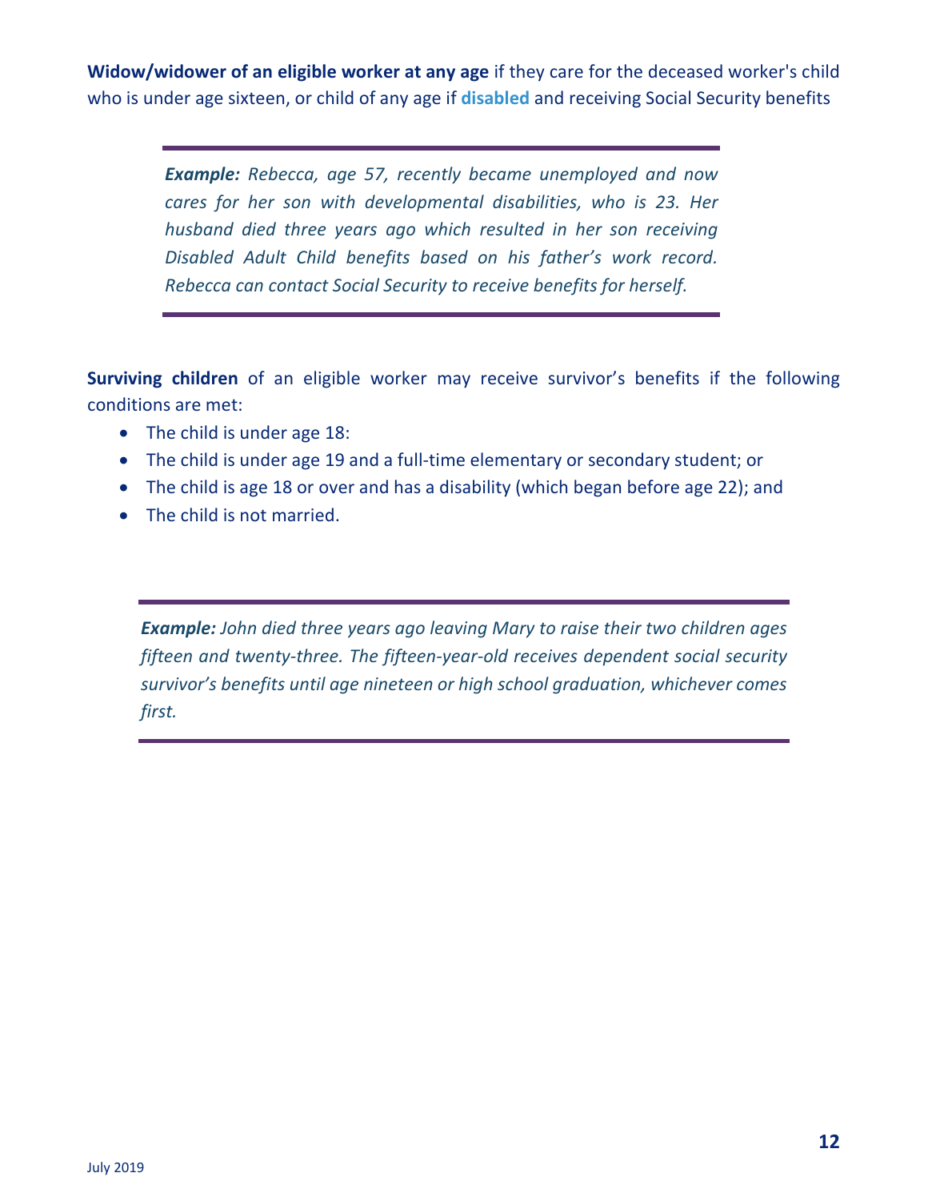**Widow/widower of an eligible worker at any age** if they care for the deceased worker's child who is under age sixteen, or child of any age if **disabled** and receiving Social Security benefits

> ***Example:*** *Rebecca, age 57, recently became unemployed and now cares for her son with developmental disabilities, who is 23. Her husband died three years ago which resulted in her son receiving Disabled Adult Child benefits based on his father's work record. Rebecca can contact Social Security to receive benefits for herself.*

**Surviving children** of an eligible worker may receive survivor's benefits if the following conditions are met:

- The child is under age 18:
- The child is under age 19 and a full-time elementary or secondary student; or
- The child is age 18 or over and has a disability (which began before age 22); and
- The child is not married.

> ***Example:*** *John died three years ago leaving Mary to raise their two children ages fifteen and twenty-three. The fifteen-year-old receives dependent social security survivor's benefits until age nineteen or high school graduation, whichever comes first.*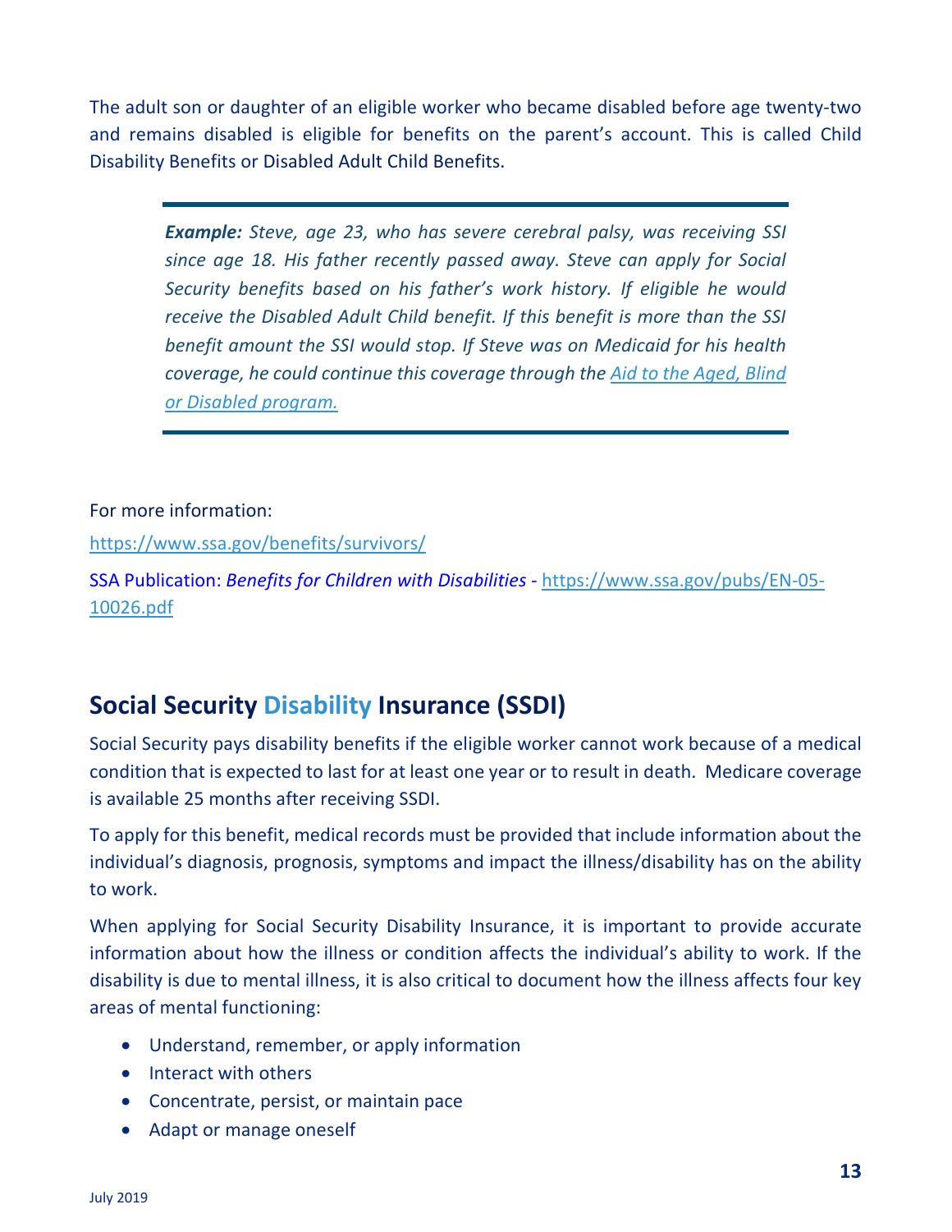The adult son or daughter of an eligible worker who became disabled before age twenty-two and remains disabled is eligible for benefits on the parent's account. This is called Child Disability Benefits or Disabled Adult Child Benefits.

> ***Example:*** *Steve, age 23, who has severe cerebral palsy, was receiving SSI since age 18. His father recently passed away. Steve can apply for Social Security benefits based on his father's work history. If eligible he would receive the Disabled Adult Child benefit. If this benefit is more than the SSI benefit amount the SSI would stop. If Steve was on Medicaid for his health coverage, he could continue this coverage through the [Aid to the Aged, Blind or Disabled program.]()*

For more information:

https://www.ssa.gov/benefits/survivors/

SSA Publication: *Benefits for Children with Disabilities* - https://www.ssa.gov/pubs/EN-05-10026.pdf

## Social Security Disability Insurance (SSDI)

Social Security pays disability benefits if the eligible worker cannot work because of a medical condition that is expected to last for at least one year or to result in death. Medicare coverage is available 25 months after receiving SSDI.

To apply for this benefit, medical records must be provided that include information about the individual's diagnosis, prognosis, symptoms and impact the illness/disability has on the ability to work.

When applying for Social Security Disability Insurance, it is important to provide accurate information about how the illness or condition affects the individual's ability to work. If the disability is due to mental illness, it is also critical to document how the illness affects four key areas of mental functioning:

- Understand, remember, or apply information
- Interact with others
- Concentrate, persist, or maintain pace
- Adapt or manage oneself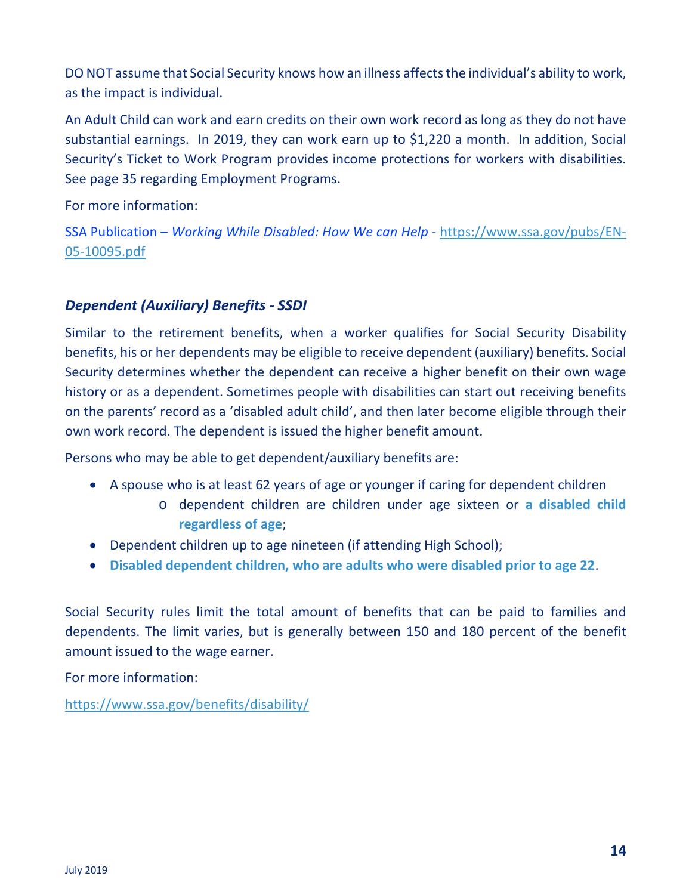DO NOT assume that Social Security knows how an illness affects the individual's ability to work, as the impact is individual.

An Adult Child can work and earn credits on their own work record as long as they do not have substantial earnings. In 2019, they can work earn up to $1,220 a month. In addition, Social Security's Ticket to Work Program provides income protections for workers with disabilities. See page 35 regarding Employment Programs.

For more information:

SSA Publication – *Working While Disabled: How We can Help* - https://www.ssa.gov/pubs/EN-05-10095.pdf

### *Dependent (Auxiliary) Benefits - SSDI*

Similar to the retirement benefits, when a worker qualifies for Social Security Disability benefits, his or her dependents may be eligible to receive dependent (auxiliary) benefits. Social Security determines whether the dependent can receive a higher benefit on their own wage history or as a dependent. Sometimes people with disabilities can start out receiving benefits on the parents' record as a 'disabled adult child', and then later become eligible through their own work record. The dependent is issued the higher benefit amount.

Persons who may be able to get dependent/auxiliary benefits are:

- A spouse who is at least 62 years of age or younger if caring for dependent children
    - dependent children are children under age sixteen or **a disabled child regardless of age**;
- Dependent children up to age nineteen (if attending High School);
- **Disabled dependent children, who are adults who were disabled prior to age 22**.

Social Security rules limit the total amount of benefits that can be paid to families and dependents. The limit varies, but is generally between 150 and 180 percent of the benefit amount issued to the wage earner.

For more information:

https://www.ssa.gov/benefits/disability/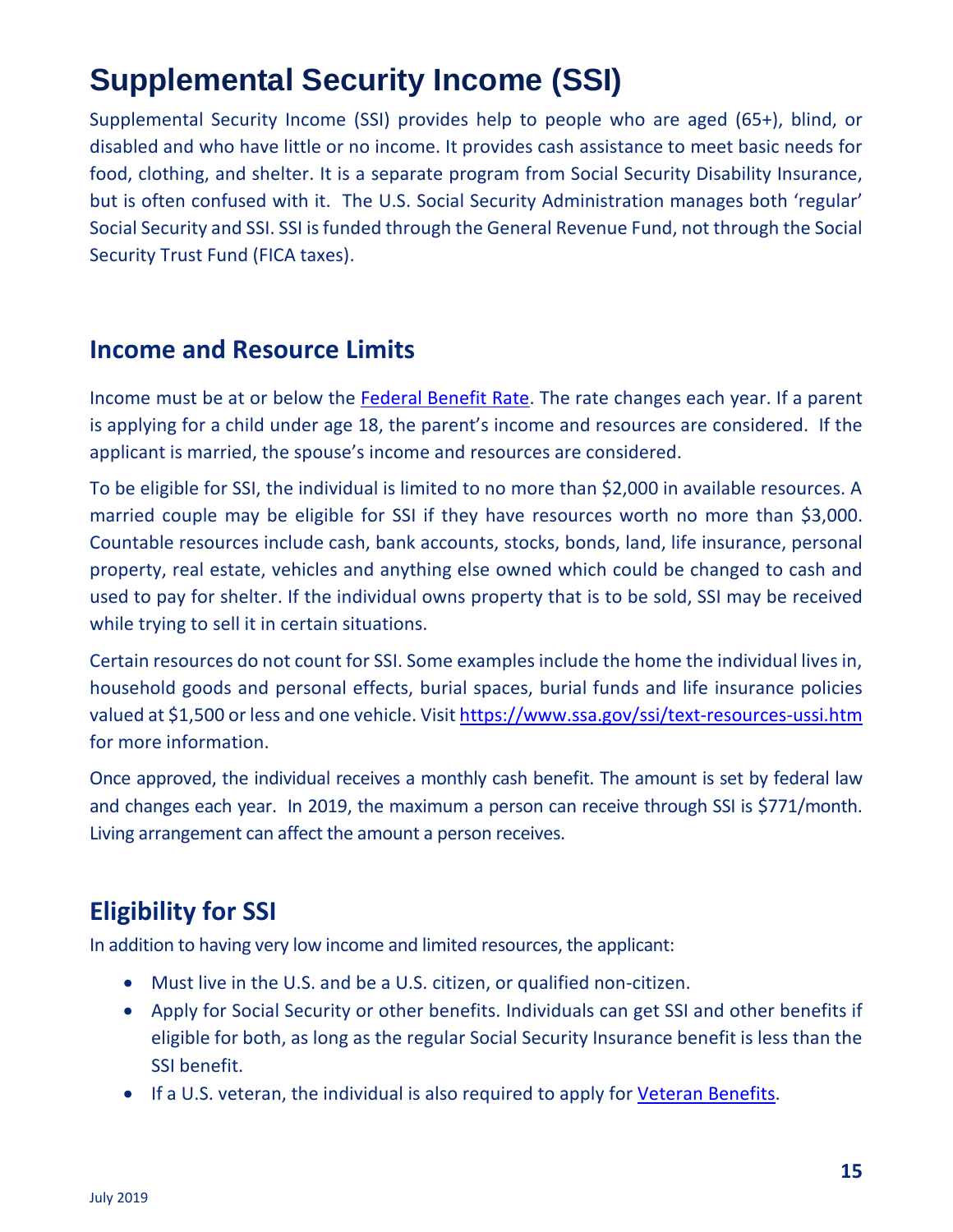# Supplemental Security Income (SSI)

Supplemental Security Income (SSI) provides help to people who are aged (65+), blind, or disabled and who have little or no income. It provides cash assistance to meet basic needs for food, clothing, and shelter. It is a separate program from Social Security Disability Insurance, but is often confused with it. The U.S. Social Security Administration manages both 'regular' Social Security and SSI. SSI is funded through the General Revenue Fund, not through the Social Security Trust Fund (FICA taxes).

## Income and Resource Limits

Income must be at or below the [Federal Benefit Rate](). The rate changes each year. If a parent is applying for a child under age 18, the parent's income and resources are considered. If the applicant is married, the spouse's income and resources are considered.

To be eligible for SSI, the individual is limited to no more than $2,000 in available resources. A married couple may be eligible for SSI if they have resources worth no more than $3,000. Countable resources include cash, bank accounts, stocks, bonds, land, life insurance, personal property, real estate, vehicles and anything else owned which could be changed to cash and used to pay for shelter. If the individual owns property that is to be sold, SSI may be received while trying to sell it in certain situations.

Certain resources do not count for SSI. Some examples include the home the individual lives in, household goods and personal effects, burial spaces, burial funds and life insurance policies valued at $1,500 or less and one vehicle. Visit https://www.ssa.gov/ssi/text-resources-ussi.htm for more information.

Once approved, the individual receives a monthly cash benefit. The amount is set by federal law and changes each year. In 2019, the maximum a person can receive through SSI is $771/month. Living arrangement can affect the amount a person receives.

## Eligibility for SSI

In addition to having very low income and limited resources, the applicant:

- Must live in the U.S. and be a U.S. citizen, or qualified non-citizen.
- Apply for Social Security or other benefits. Individuals can get SSI and other benefits if eligible for both, as long as the regular Social Security Insurance benefit is less than the SSI benefit.
- If a U.S. veteran, the individual is also required to apply for [Veteran Benefits]().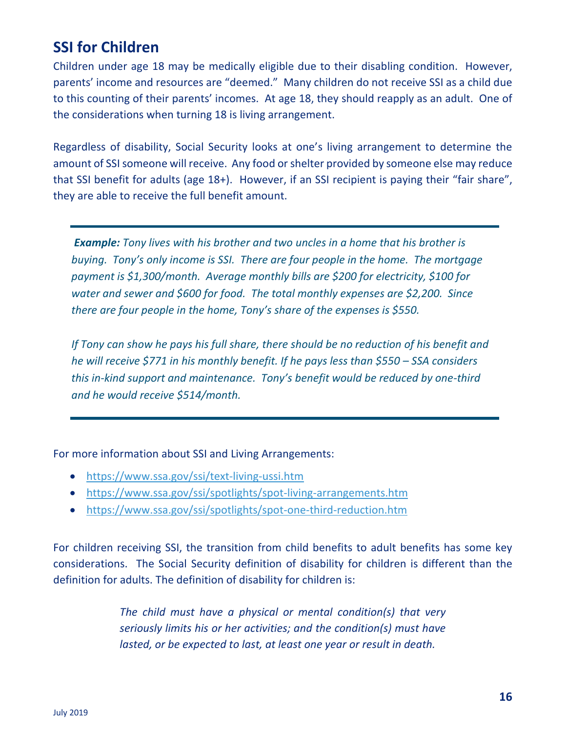## SSI for Children

Children under age 18 may be medically eligible due to their disabling condition. However, parents' income and resources are "deemed." Many children do not receive SSI as a child due to this counting of their parents' incomes. At age 18, they should reapply as an adult. One of the considerations when turning 18 is living arrangement.

Regardless of disability, Social Security looks at one's living arrangement to determine the amount of SSI someone will receive. Any food or shelter provided by someone else may reduce that SSI benefit for adults (age 18+). However, if an SSI recipient is paying their "fair share", they are able to receive the full benefit amount.

---

***Example:*** *Tony lives with his brother and two uncles in a home that his brother is buying. Tony's only income is SSI. There are four people in the home. The mortgage payment is $1,300/month. Average monthly bills are $200 for electricity, $100 for water and sewer and $600 for food. The total monthly expenses are $2,200. Since there are four people in the home, Tony's share of the expenses is $550.*

*If Tony can show he pays his full share, there should be no reduction of his benefit and he will receive $771 in his monthly benefit. If he pays less than $550 – SSA considers this in-kind support and maintenance. Tony's benefit would be reduced by one-third and he would receive $514/month.*

---

For more information about SSI and Living Arrangements:

- https://www.ssa.gov/ssi/text-living-ussi.htm
- https://www.ssa.gov/ssi/spotlights/spot-living-arrangements.htm
- https://www.ssa.gov/ssi/spotlights/spot-one-third-reduction.htm

For children receiving SSI, the transition from child benefits to adult benefits has some key considerations. The Social Security definition of disability for children is different than the definition for adults. The definition of disability for children is:

> *The child must have a physical or mental condition(s) that very seriously limits his or her activities; and the condition(s) must have lasted, or be expected to last, at least one year or result in death.*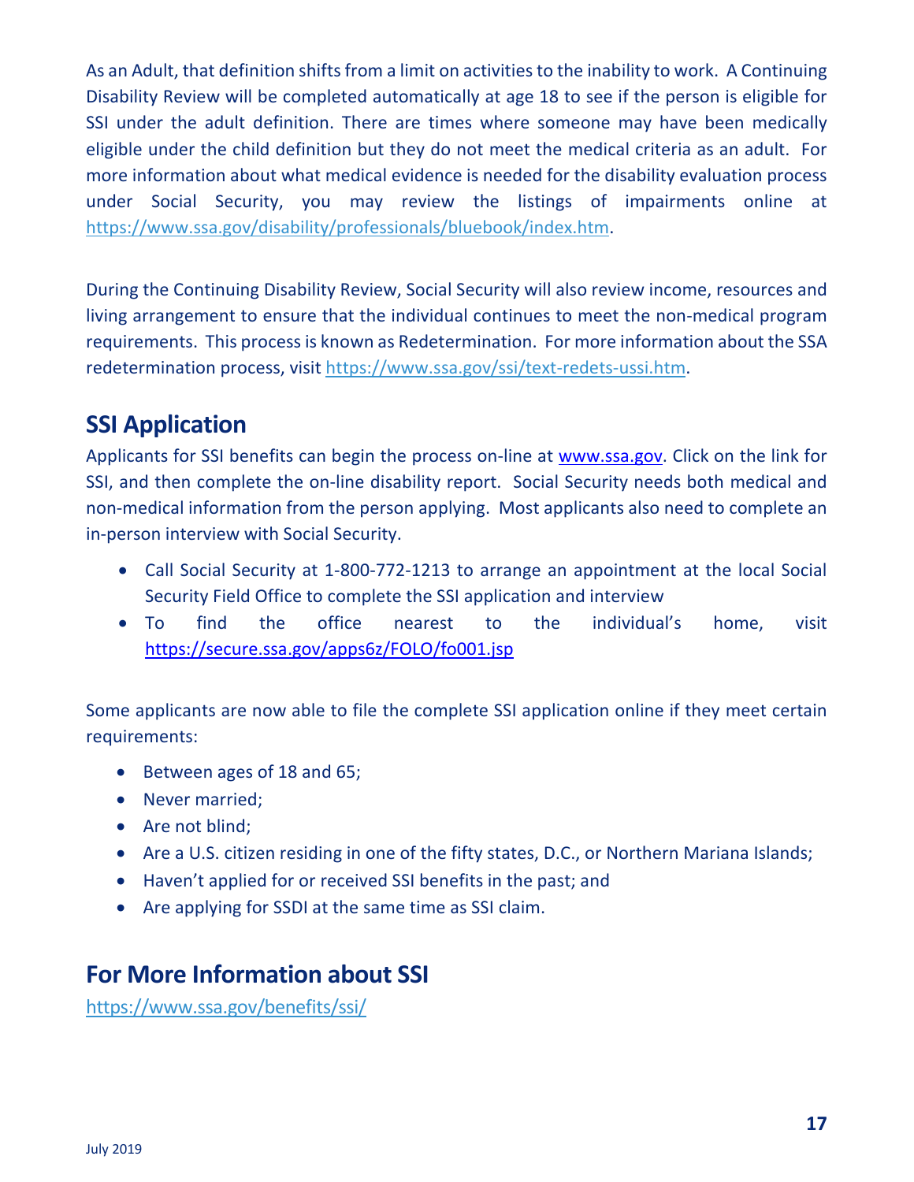As an Adult, that definition shifts from a limit on activities to the inability to work. A Continuing Disability Review will be completed automatically at age 18 to see if the person is eligible for SSI under the adult definition. There are times where someone may have been medically eligible under the child definition but they do not meet the medical criteria as an adult. For more information about what medical evidence is needed for the disability evaluation process under Social Security, you may review the listings of impairments online at https://www.ssa.gov/disability/professionals/bluebook/index.htm.

During the Continuing Disability Review, Social Security will also review income, resources and living arrangement to ensure that the individual continues to meet the non-medical program requirements. This process is known as Redetermination. For more information about the SSA redetermination process, visit https://www.ssa.gov/ssi/text-redets-ussi.htm.

## SSI Application

Applicants for SSI benefits can begin the process on-line at www.ssa.gov. Click on the link for SSI, and then complete the on-line disability report. Social Security needs both medical and non-medical information from the person applying. Most applicants also need to complete an in-person interview with Social Security.

- Call Social Security at 1-800-772-1213 to arrange an appointment at the local Social Security Field Office to complete the SSI application and interview
- To find the office nearest to the individual's home, visit https://secure.ssa.gov/apps6z/FOLO/fo001.jsp

Some applicants are now able to file the complete SSI application online if they meet certain requirements:

- Between ages of 18 and 65;
- Never married;
- Are not blind;
- Are a U.S. citizen residing in one of the fifty states, D.C., or Northern Mariana Islands;
- Haven't applied for or received SSI benefits in the past; and
- Are applying for SSDI at the same time as SSI claim.

## For More Information about SSI

https://www.ssa.gov/benefits/ssi/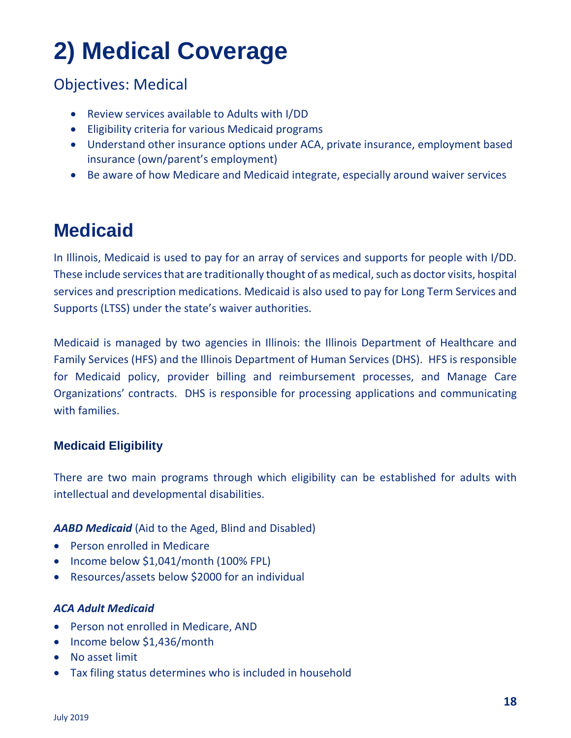# 2) Medical Coverage

## Objectives: Medical

- Review services available to Adults with I/DD
- Eligibility criteria for various Medicaid programs
- Understand other insurance options under ACA, private insurance, employment based insurance (own/parent's employment)
- Be aware of how Medicare and Medicaid integrate, especially around waiver services

# Medicaid

In Illinois, Medicaid is used to pay for an array of services and supports for people with I/DD. These include services that are traditionally thought of as medical, such as doctor visits, hospital services and prescription medications. Medicaid is also used to pay for Long Term Services and Supports (LTSS) under the state's waiver authorities.

Medicaid is managed by two agencies in Illinois: the Illinois Department of Healthcare and Family Services (HFS) and the Illinois Department of Human Services (DHS). HFS is responsible for Medicaid policy, provider billing and reimbursement processes, and Manage Care Organizations' contracts. DHS is responsible for processing applications and communicating with families.

### Medicaid Eligibility

There are two main programs through which eligibility can be established for adults with intellectual and developmental disabilities.

***AABD Medicaid*** (Aid to the Aged, Blind and Disabled)

- Person enrolled in Medicare
- Income below $1,041/month (100% FPL)
- Resources/assets below $2000 for an individual

***ACA Adult Medicaid***

- Person not enrolled in Medicare, AND
- Income below $1,436/month
- No asset limit
- Tax filing status determines who is included in household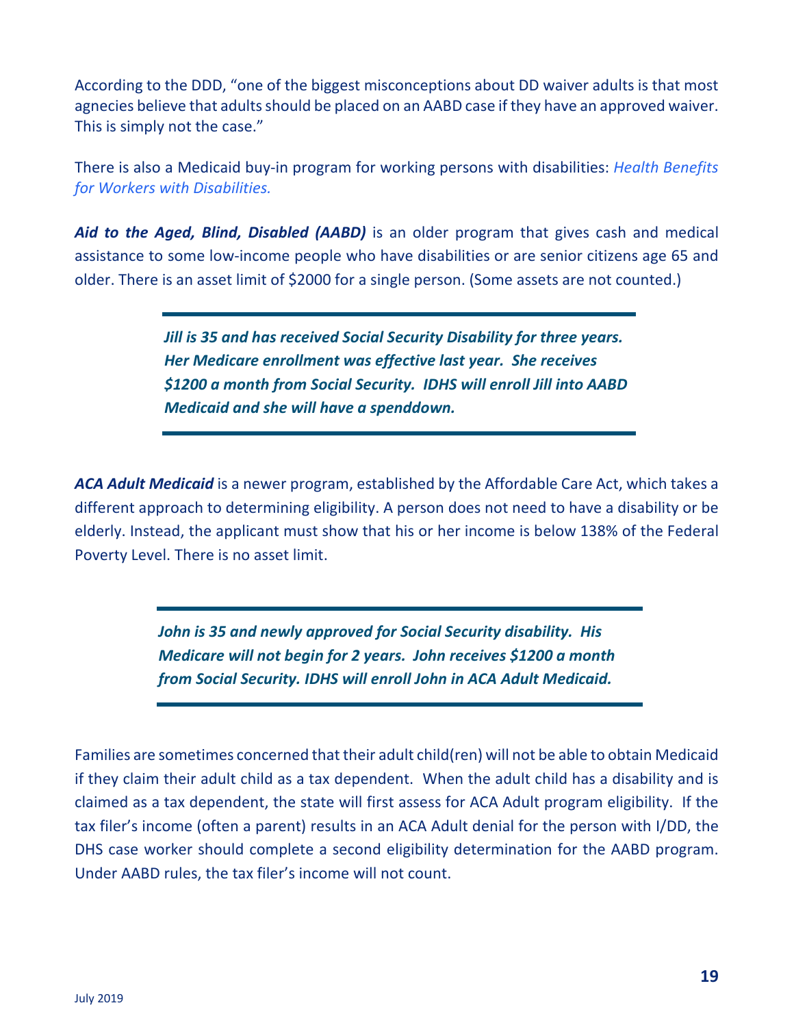According to the DDD, "one of the biggest misconceptions about DD waiver adults is that most agnecies believe that adults should be placed on an AABD case if they have an approved waiver. This is simply not the case."

There is also a Medicaid buy-in program for working persons with disabilities: *Health Benefits for Workers with Disabilities.*

***Aid to the Aged, Blind, Disabled (AABD)*** is an older program that gives cash and medical assistance to some low-income people who have disabilities or are senior citizens age 65 and older. There is an asset limit of $2000 for a single person. (Some assets are not counted.)

> ***Jill is 35 and has received Social Security Disability for three years. Her Medicare enrollment was effective last year. She receives $1200 a month from Social Security. IDHS will enroll Jill into AABD Medicaid and she will have a spenddown.***

***ACA Adult Medicaid*** is a newer program, established by the Affordable Care Act, which takes a different approach to determining eligibility. A person does not need to have a disability or be elderly. Instead, the applicant must show that his or her income is below 138% of the Federal Poverty Level. There is no asset limit.

> ***John is 35 and newly approved for Social Security disability. His Medicare will not begin for 2 years. John receives $1200 a month from Social Security. IDHS will enroll John in ACA Adult Medicaid.***

Families are sometimes concerned that their adult child(ren) will not be able to obtain Medicaid if they claim their adult child as a tax dependent. When the adult child has a disability and is claimed as a tax dependent, the state will first assess for ACA Adult program eligibility. If the tax filer's income (often a parent) results in an ACA Adult denial for the person with I/DD, the DHS case worker should complete a second eligibility determination for the AABD program. Under AABD rules, the tax filer's income will not count.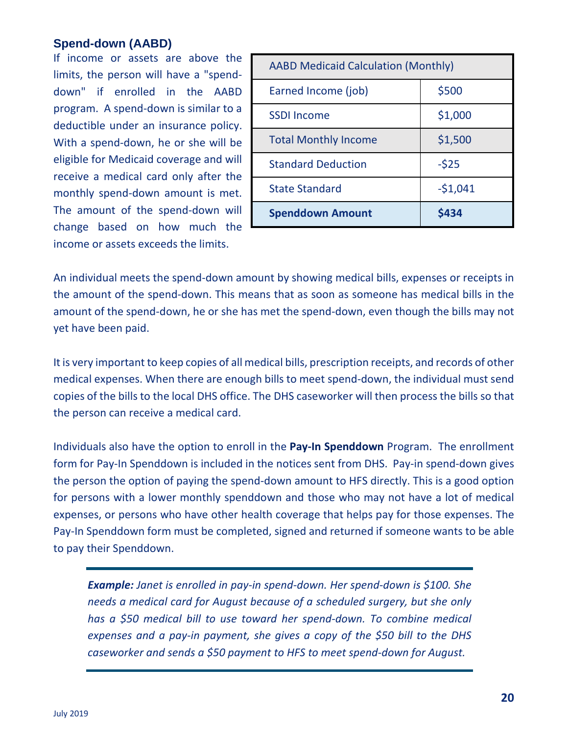### Spend-down (AABD)

If income or assets are above the limits, the person will have a "spend-down" if enrolled in the AABD program. A spend-down is similar to a deductible under an insurance policy. With a spend-down, he or she will be eligible for Medicaid coverage and will receive a medical card only after the monthly spend-down amount is met. The amount of the spend-down will change based on how much the income or assets exceeds the limits.

| AABD Medicaid Calculation (Monthly) | |
|---|---|
| Earned Income (job) | $500 |
| SSDI Income | $1,000 |
| Total Monthly Income | $1,500 |
| Standard Deduction | -$25 |
| State Standard | -$1,041 |
| **Spenddown Amount** | **$434** |

An individual meets the spend-down amount by showing medical bills, expenses or receipts in the amount of the spend-down. This means that as soon as someone has medical bills in the amount of the spend-down, he or she has met the spend-down, even though the bills may not yet have been paid.

It is very important to keep copies of all medical bills, prescription receipts, and records of other medical expenses. When there are enough bills to meet spend-down, the individual must send copies of the bills to the local DHS office. The DHS caseworker will then process the bills so that the person can receive a medical card.

Individuals also have the option to enroll in the **Pay-In Spenddown** Program. The enrollment form for Pay-In Spenddown is included in the notices sent from DHS. Pay-in spend-down gives the person the option of paying the spend-down amount to HFS directly. This is a good option for persons with a lower monthly spenddown and those who may not have a lot of medical expenses, or persons who have other health coverage that helps pay for those expenses. The Pay-In Spenddown form must be completed, signed and returned if someone wants to be able to pay their Spenddown.

> ***Example:*** *Janet is enrolled in pay-in spend-down. Her spend-down is $100. She needs a medical card for August because of a scheduled surgery, but she only has a $50 medical bill to use toward her spend-down. To combine medical expenses and a pay-in payment, she gives a copy of the $50 bill to the DHS caseworker and sends a $50 payment to HFS to meet spend-down for August.*

July 2019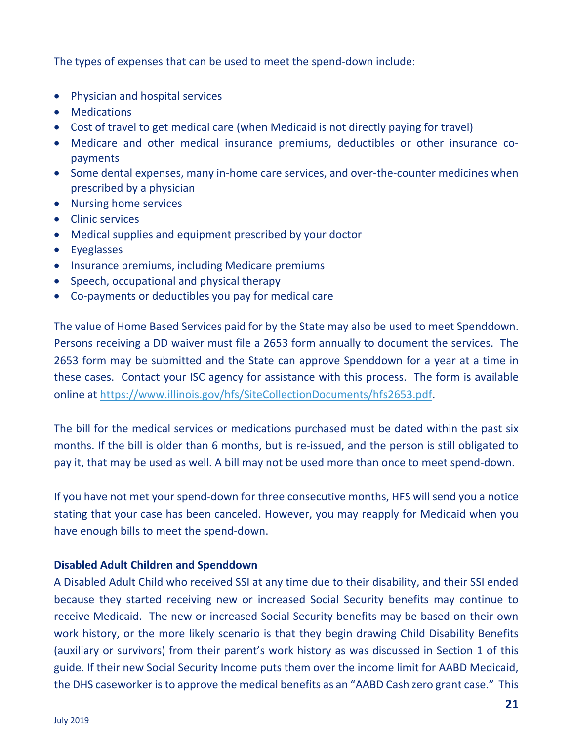The types of expenses that can be used to meet the spend-down include:

- Physician and hospital services
- Medications
- Cost of travel to get medical care (when Medicaid is not directly paying for travel)
- Medicare and other medical insurance premiums, deductibles or other insurance co-payments
- Some dental expenses, many in-home care services, and over-the-counter medicines when prescribed by a physician
- Nursing home services
- Clinic services
- Medical supplies and equipment prescribed by your doctor
- Eyeglasses
- Insurance premiums, including Medicare premiums
- Speech, occupational and physical therapy
- Co-payments or deductibles you pay for medical care

The value of Home Based Services paid for by the State may also be used to meet Spenddown. Persons receiving a DD waiver must file a 2653 form annually to document the services. The 2653 form may be submitted and the State can approve Spenddown for a year at a time in these cases. Contact your ISC agency for assistance with this process. The form is available online at [https://www.illinois.gov/hfs/SiteCollectionDocuments/hfs2653.pdf](https://www.illinois.gov/hfs/SiteCollectionDocuments/hfs2653.pdf).

The bill for the medical services or medications purchased must be dated within the past six months. If the bill is older than 6 months, but is re-issued, and the person is still obligated to pay it, that may be used as well. A bill may not be used more than once to meet spend-down.

If you have not met your spend-down for three consecutive months, HFS will send you a notice stating that your case has been canceled. However, you may reapply for Medicaid when you have enough bills to meet the spend-down.

**Disabled Adult Children and Spenddown**

A Disabled Adult Child who received SSI at any time due to their disability, and their SSI ended because they started receiving new or increased Social Security benefits may continue to receive Medicaid. The new or increased Social Security benefits may be based on their own work history, or the more likely scenario is that they begin drawing Child Disability Benefits (auxiliary or survivors) from their parent's work history as was discussed in Section 1 of this guide. If their new Social Security Income puts them over the income limit for AABD Medicaid, the DHS caseworker is to approve the medical benefits as an "AABD Cash zero grant case." This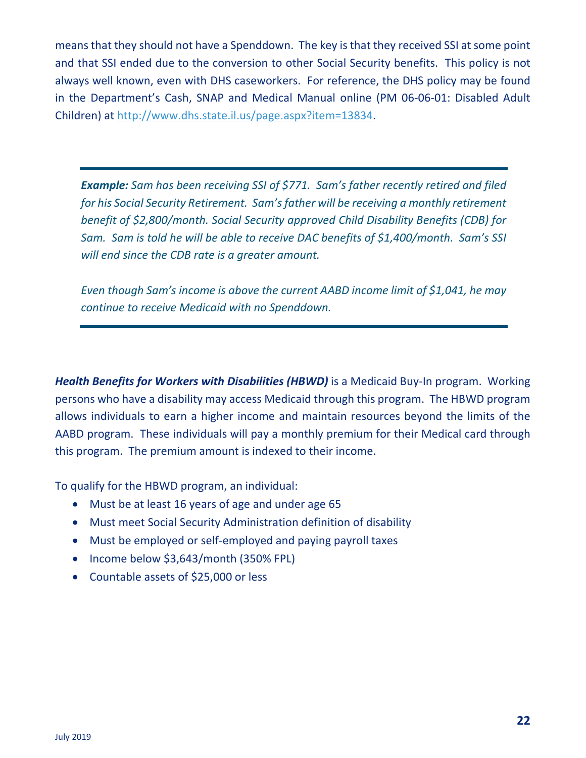means that they should not have a Spenddown. The key is that they received SSI at some point and that SSI ended due to the conversion to other Social Security benefits. This policy is not always well known, even with DHS caseworkers. For reference, the DHS policy may be found in the Department's Cash, SNAP and Medical Manual online (PM 06-06-01: Disabled Adult Children) at http://www.dhs.state.il.us/page.aspx?item=13834.

---

***Example:*** *Sam has been receiving SSI of $771. Sam's father recently retired and filed for his Social Security Retirement. Sam's father will be receiving a monthly retirement benefit of $2,800/month. Social Security approved Child Disability Benefits (CDB) for Sam. Sam is told he will be able to receive DAC benefits of $1,400/month. Sam's SSI will end since the CDB rate is a greater amount.*

*Even though Sam's income is above the current AABD income limit of $1,041, he may continue to receive Medicaid with no Spenddown.*

---

***Health Benefits for Workers with Disabilities (HBWD)*** is a Medicaid Buy-In program. Working persons who have a disability may access Medicaid through this program. The HBWD program allows individuals to earn a higher income and maintain resources beyond the limits of the AABD program. These individuals will pay a monthly premium for their Medical card through this program. The premium amount is indexed to their income.

To qualify for the HBWD program, an individual:

- Must be at least 16 years of age and under age 65
- Must meet Social Security Administration definition of disability
- Must be employed or self-employed and paying payroll taxes
- Income below $3,643/month (350% FPL)
- Countable assets of $25,000 or less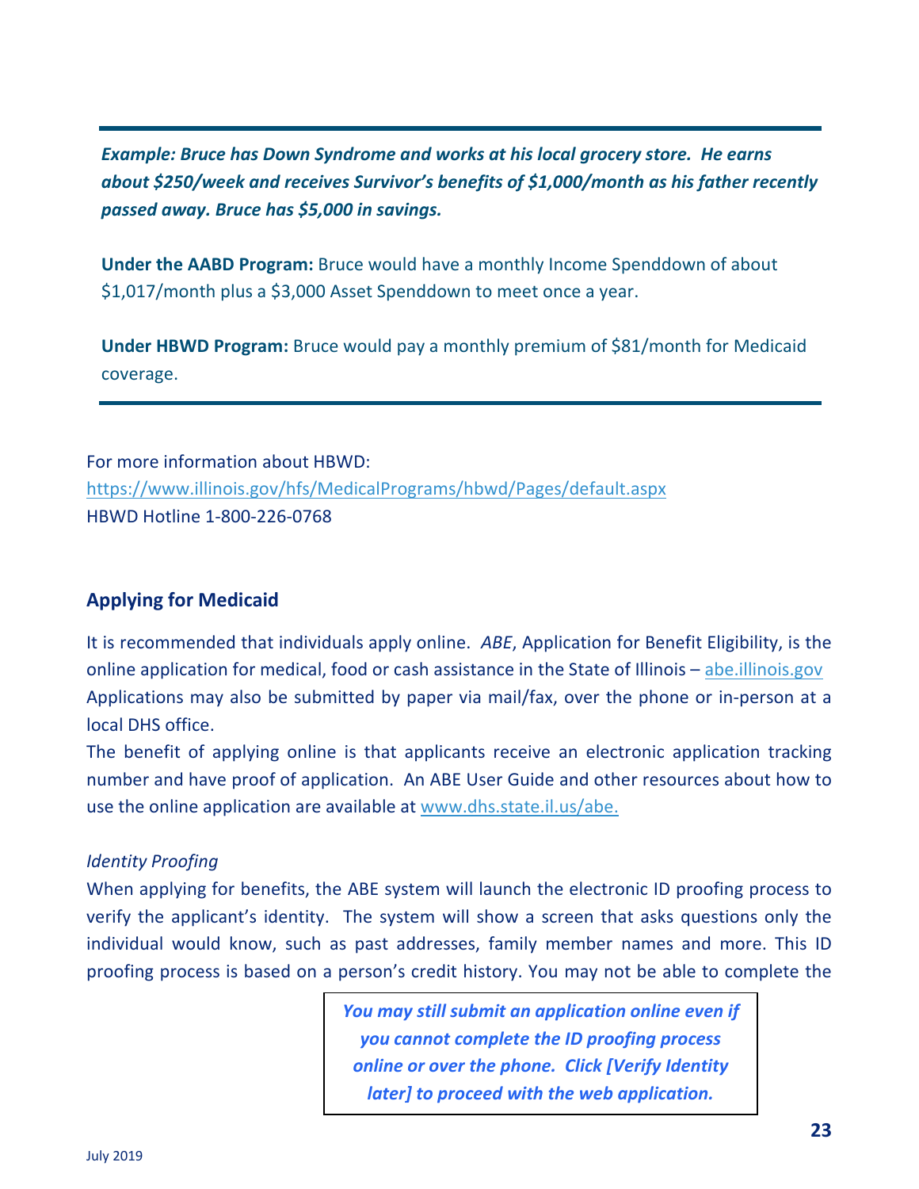***Example: Bruce has Down Syndrome and works at his local grocery store. He earns about $250/week and receives Survivor's benefits of $1,000/month as his father recently passed away. Bruce has $5,000 in savings.***

**Under the AABD Program:** Bruce would have a monthly Income Spenddown of about $1,017/month plus a $3,000 Asset Spenddown to meet once a year.

**Under HBWD Program:** Bruce would pay a monthly premium of $81/month for Medicaid coverage.

For more information about HBWD:
https://www.illinois.gov/hfs/MedicalPrograms/hbwd/Pages/default.aspx
HBWD Hotline 1-800-226-0768

## Applying for Medicaid

It is recommended that individuals apply online. *ABE*, Application for Benefit Eligibility, is the online application for medical, food or cash assistance in the State of Illinois – abe.illinois.gov Applications may also be submitted by paper via mail/fax, over the phone or in-person at a local DHS office.

The benefit of applying online is that applicants receive an electronic application tracking number and have proof of application. An ABE User Guide and other resources about how to use the online application are available at www.dhs.state.il.us/abe.

*Identity Proofing*

When applying for benefits, the ABE system will launch the electronic ID proofing process to verify the applicant's identity. The system will show a screen that asks questions only the individual would know, such as past addresses, family member names and more. This ID proofing process is based on a person's credit history. You may not be able to complete the

***You may still submit an application online even if you cannot complete the ID proofing process online or over the phone. Click [Verify Identity later] to proceed with the web application.***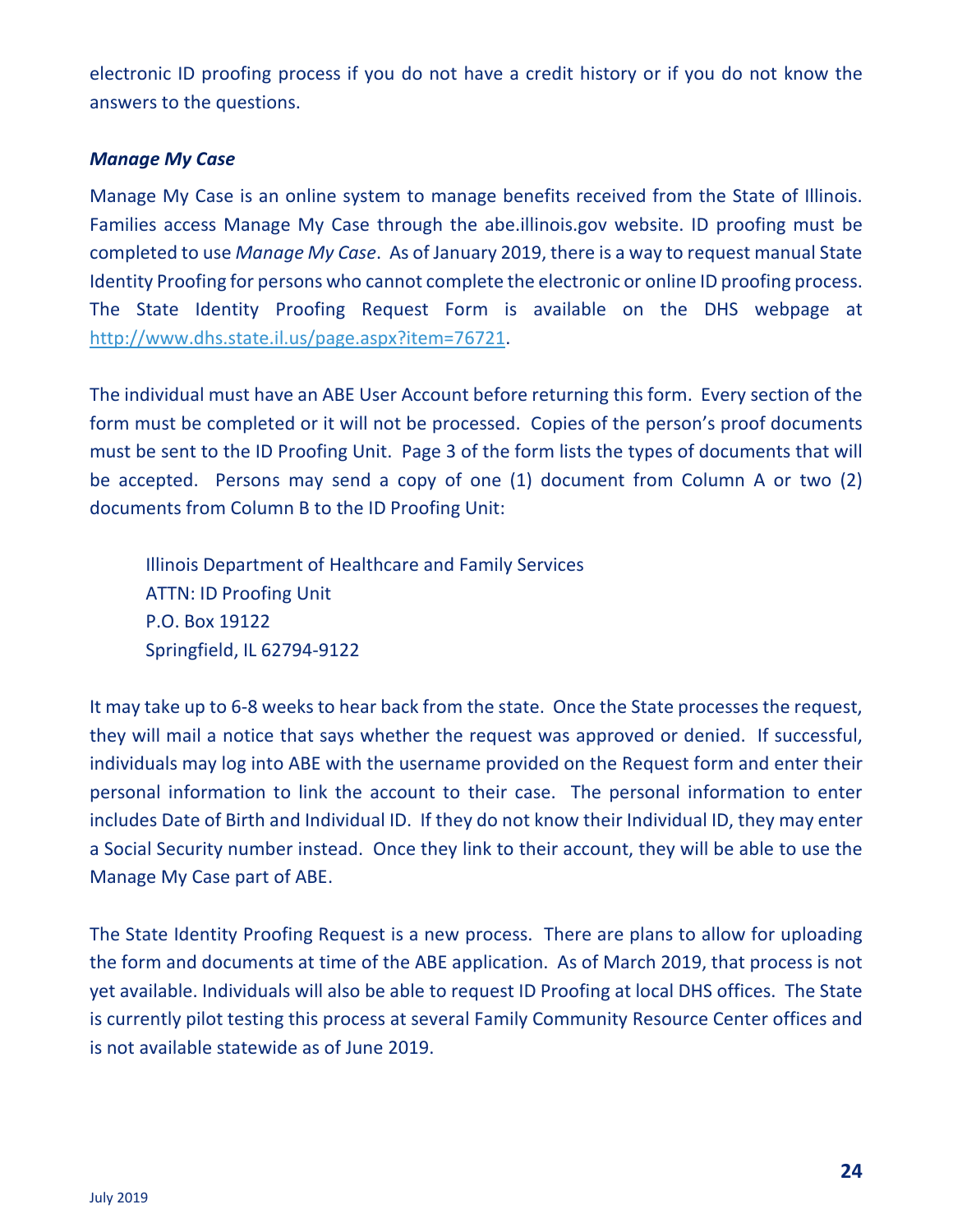electronic ID proofing process if you do not have a credit history or if you do not know the answers to the questions.

### *Manage My Case*

Manage My Case is an online system to manage benefits received from the State of Illinois. Families access Manage My Case through the abe.illinois.gov website. ID proofing must be completed to use *Manage My Case*. As of January 2019, there is a way to request manual State Identity Proofing for persons who cannot complete the electronic or online ID proofing process. The State Identity Proofing Request Form is available on the DHS webpage at [http://www.dhs.state.il.us/page.aspx?item=76721](http://www.dhs.state.il.us/page.aspx?item=76721).

The individual must have an ABE User Account before returning this form. Every section of the form must be completed or it will not be processed. Copies of the person's proof documents must be sent to the ID Proofing Unit. Page 3 of the form lists the types of documents that will be accepted. Persons may send a copy of one (1) document from Column A or two (2) documents from Column B to the ID Proofing Unit:

> Illinois Department of Healthcare and Family Services
> ATTN: ID Proofing Unit
> P.O. Box 19122
> Springfield, IL 62794-9122

It may take up to 6-8 weeks to hear back from the state. Once the State processes the request, they will mail a notice that says whether the request was approved or denied. If successful, individuals may log into ABE with the username provided on the Request form and enter their personal information to link the account to their case. The personal information to enter includes Date of Birth and Individual ID. If they do not know their Individual ID, they may enter a Social Security number instead. Once they link to their account, they will be able to use the Manage My Case part of ABE.

The State Identity Proofing Request is a new process. There are plans to allow for uploading the form and documents at time of the ABE application. As of March 2019, that process is not yet available. Individuals will also be able to request ID Proofing at local DHS offices. The State is currently pilot testing this process at several Family Community Resource Center offices and is not available statewide as of June 2019.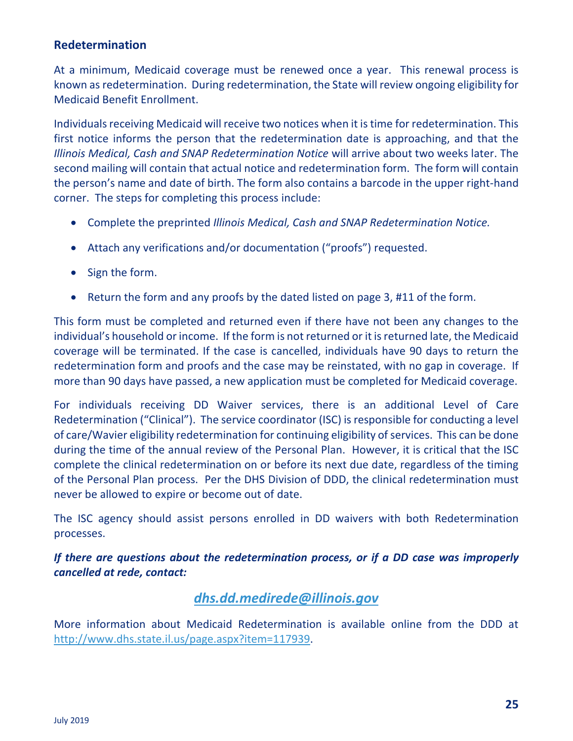### Redetermination

At a minimum, Medicaid coverage must be renewed once a year. This renewal process is known as redetermination. During redetermination, the State will review ongoing eligibility for Medicaid Benefit Enrollment.

Individuals receiving Medicaid will receive two notices when it is time for redetermination. This first notice informs the person that the redetermination date is approaching, and that the *Illinois Medical, Cash and SNAP Redetermination Notice* will arrive about two weeks later. The second mailing will contain that actual notice and redetermination form. The form will contain the person's name and date of birth. The form also contains a barcode in the upper right-hand corner. The steps for completing this process include:

- Complete the preprinted *Illinois Medical, Cash and SNAP Redetermination Notice.*
- Attach any verifications and/or documentation ("proofs") requested.
- Sign the form.
- Return the form and any proofs by the dated listed on page 3, #11 of the form.

This form must be completed and returned even if there have not been any changes to the individual's household or income. If the form is not returned or it is returned late, the Medicaid coverage will be terminated. If the case is cancelled, individuals have 90 days to return the redetermination form and proofs and the case may be reinstated, with no gap in coverage. If more than 90 days have passed, a new application must be completed for Medicaid coverage.

For individuals receiving DD Waiver services, there is an additional Level of Care Redetermination ("Clinical"). The service coordinator (ISC) is responsible for conducting a level of care/Wavier eligibility redetermination for continuing eligibility of services. This can be done during the time of the annual review of the Personal Plan. However, it is critical that the ISC complete the clinical redetermination on or before its next due date, regardless of the timing of the Personal Plan process. Per the DHS Division of DDD, the clinical redetermination must never be allowed to expire or become out of date.

The ISC agency should assist persons enrolled in DD waivers with both Redetermination processes.

***If there are questions about the redetermination process, or if a DD case was improperly cancelled at rede, contact:***

***dhs.dd.medirede@illinois.gov***

More information about Medicaid Redetermination is available online from the DDD at http://www.dhs.state.il.us/page.aspx?item=117939.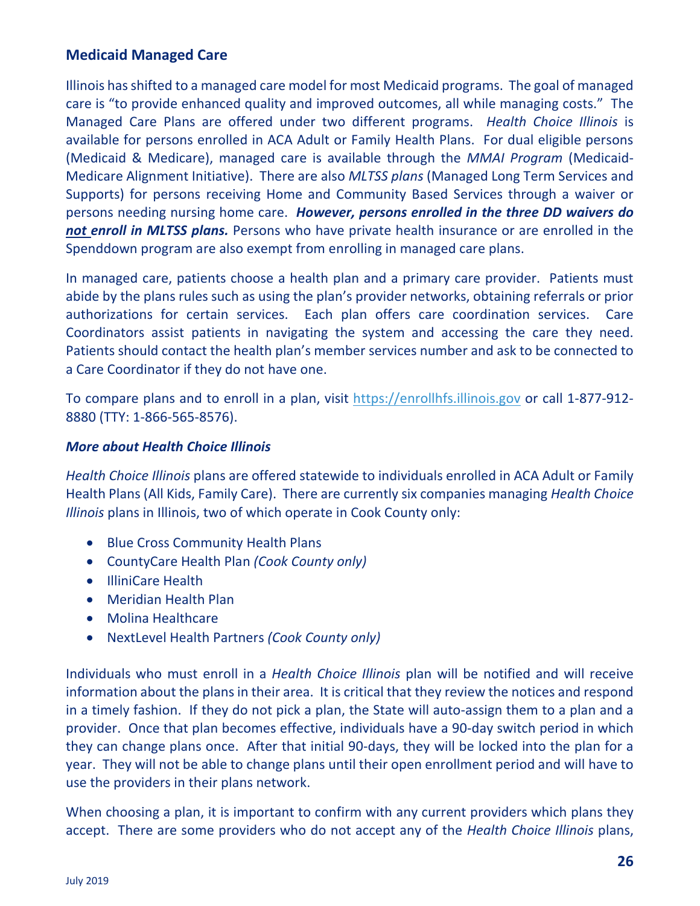## Medicaid Managed Care

Illinois has shifted to a managed care model for most Medicaid programs. The goal of managed care is "to provide enhanced quality and improved outcomes, all while managing costs." The Managed Care Plans are offered under two different programs. *Health Choice Illinois* is available for persons enrolled in ACA Adult or Family Health Plans. For dual eligible persons (Medicaid & Medicare), managed care is available through the *MMAI Program* (Medicaid-Medicare Alignment Initiative). There are also *MLTSS plans* (Managed Long Term Services and Supports) for persons receiving Home and Community Based Services through a waiver or persons needing nursing home care. ***However, persons enrolled in the three DD waivers do <u>not</u> enroll in MLTSS plans.*** Persons who have private health insurance or are enrolled in the Spenddown program are also exempt from enrolling in managed care plans.

In managed care, patients choose a health plan and a primary care provider. Patients must abide by the plans rules such as using the plan's provider networks, obtaining referrals or prior authorizations for certain services. Each plan offers care coordination services. Care Coordinators assist patients in navigating the system and accessing the care they need. Patients should contact the health plan's member services number and ask to be connected to a Care Coordinator if they do not have one.

To compare plans and to enroll in a plan, visit https://enrollhfs.illinois.gov or call 1-877-912-8880 (TTY: 1-866-565-8576).

### *More about Health Choice Illinois*

*Health Choice Illinois* plans are offered statewide to individuals enrolled in ACA Adult or Family Health Plans (All Kids, Family Care). There are currently six companies managing *Health Choice Illinois* plans in Illinois, two of which operate in Cook County only:

- Blue Cross Community Health Plans
- CountyCare Health Plan *(Cook County only)*
- IlliniCare Health
- Meridian Health Plan
- Molina Healthcare
- NextLevel Health Partners *(Cook County only)*

Individuals who must enroll in a *Health Choice Illinois* plan will be notified and will receive information about the plans in their area. It is critical that they review the notices and respond in a timely fashion. If they do not pick a plan, the State will auto-assign them to a plan and a provider. Once that plan becomes effective, individuals have a 90-day switch period in which they can change plans once. After that initial 90-days, they will be locked into the plan for a year. They will not be able to change plans until their open enrollment period and will have to use the providers in their plans network.

When choosing a plan, it is important to confirm with any current providers which plans they accept. There are some providers who do not accept any of the *Health Choice Illinois* plans,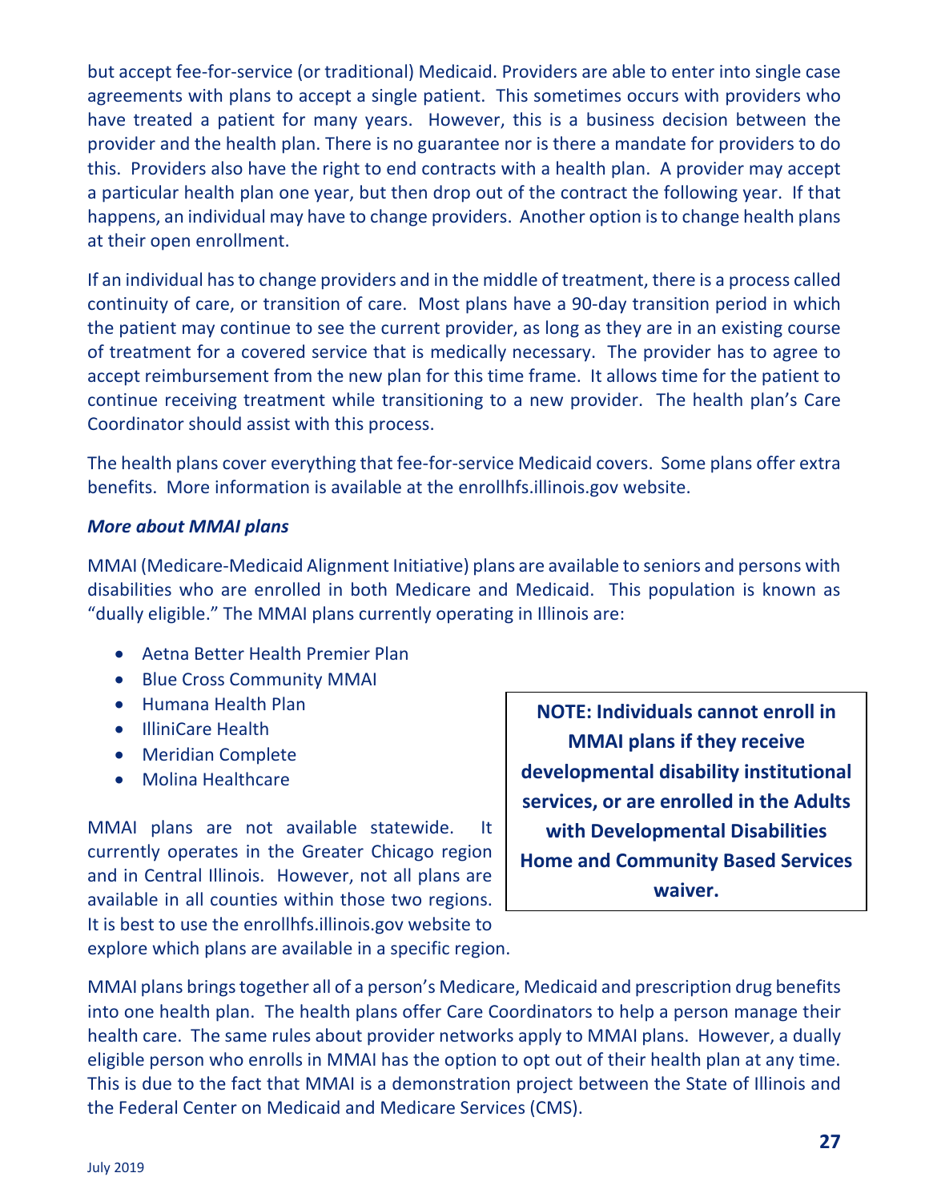but accept fee-for-service (or traditional) Medicaid. Providers are able to enter into single case agreements with plans to accept a single patient. This sometimes occurs with providers who have treated a patient for many years. However, this is a business decision between the provider and the health plan. There is no guarantee nor is there a mandate for providers to do this. Providers also have the right to end contracts with a health plan. A provider may accept a particular health plan one year, but then drop out of the contract the following year. If that happens, an individual may have to change providers. Another option is to change health plans at their open enrollment.

If an individual has to change providers and in the middle of treatment, there is a process called continuity of care, or transition of care. Most plans have a 90-day transition period in which the patient may continue to see the current provider, as long as they are in an existing course of treatment for a covered service that is medically necessary. The provider has to agree to accept reimbursement from the new plan for this time frame. It allows time for the patient to continue receiving treatment while transitioning to a new provider. The health plan's Care Coordinator should assist with this process.

The health plans cover everything that fee-for-service Medicaid covers. Some plans offer extra benefits. More information is available at the enrollhfs.illinois.gov website.

***More about MMAI plans***

MMAI (Medicare-Medicaid Alignment Initiative) plans are available to seniors and persons with disabilities who are enrolled in both Medicare and Medicaid. This population is known as "dually eligible." The MMAI plans currently operating in Illinois are:

- Aetna Better Health Premier Plan
- Blue Cross Community MMAI
- Humana Health Plan
- IlliniCare Health
- Meridian Complete
- Molina Healthcare

**NOTE: Individuals cannot enroll in MMAI plans if they receive developmental disability institutional services, or are enrolled in the Adults with Developmental Disabilities Home and Community Based Services waiver.**

MMAI plans are not available statewide. It currently operates in the Greater Chicago region and in Central Illinois. However, not all plans are available in all counties within those two regions. It is best to use the enrollhfs.illinois.gov website to explore which plans are available in a specific region.

MMAI plans brings together all of a person's Medicare, Medicaid and prescription drug benefits into one health plan. The health plans offer Care Coordinators to help a person manage their health care. The same rules about provider networks apply to MMAI plans. However, a dually eligible person who enrolls in MMAI has the option to opt out of their health plan at any time. This is due to the fact that MMAI is a demonstration project between the State of Illinois and the Federal Center on Medicaid and Medicare Services (CMS).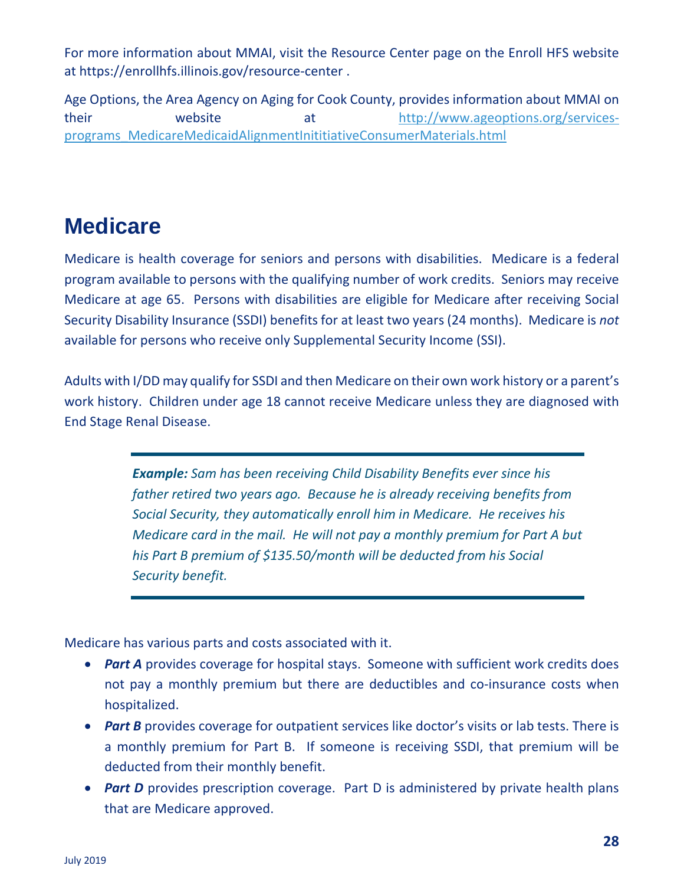For more information about MMAI, visit the Resource Center page on the Enroll HFS website at https://enrollhfs.illinois.gov/resource-center .

Age Options, the Area Agency on Aging for Cook County, provides information about MMAI on their website at http://www.ageoptions.org/services-programs_MedicareMedicaidAlignmentInititiativeConsumerMaterials.html

## Medicare

Medicare is health coverage for seniors and persons with disabilities. Medicare is a federal program available to persons with the qualifying number of work credits. Seniors may receive Medicare at age 65. Persons with disabilities are eligible for Medicare after receiving Social Security Disability Insurance (SSDI) benefits for at least two years (24 months). Medicare is *not* available for persons who receive only Supplemental Security Income (SSI).

Adults with I/DD may qualify for SSDI and then Medicare on their own work history or a parent's work history. Children under age 18 cannot receive Medicare unless they are diagnosed with End Stage Renal Disease.

> ***Example:*** *Sam has been receiving Child Disability Benefits ever since his father retired two years ago. Because he is already receiving benefits from Social Security, they automatically enroll him in Medicare. He receives his Medicare card in the mail. He will not pay a monthly premium for Part A but his Part B premium of $135.50/month will be deducted from his Social Security benefit.*

Medicare has various parts and costs associated with it.

- ***Part A*** provides coverage for hospital stays. Someone with sufficient work credits does not pay a monthly premium but there are deductibles and co-insurance costs when hospitalized.
- ***Part B*** provides coverage for outpatient services like doctor's visits or lab tests. There is a monthly premium for Part B. If someone is receiving SSDI, that premium will be deducted from their monthly benefit.
- ***Part D*** provides prescription coverage. Part D is administered by private health plans that are Medicare approved.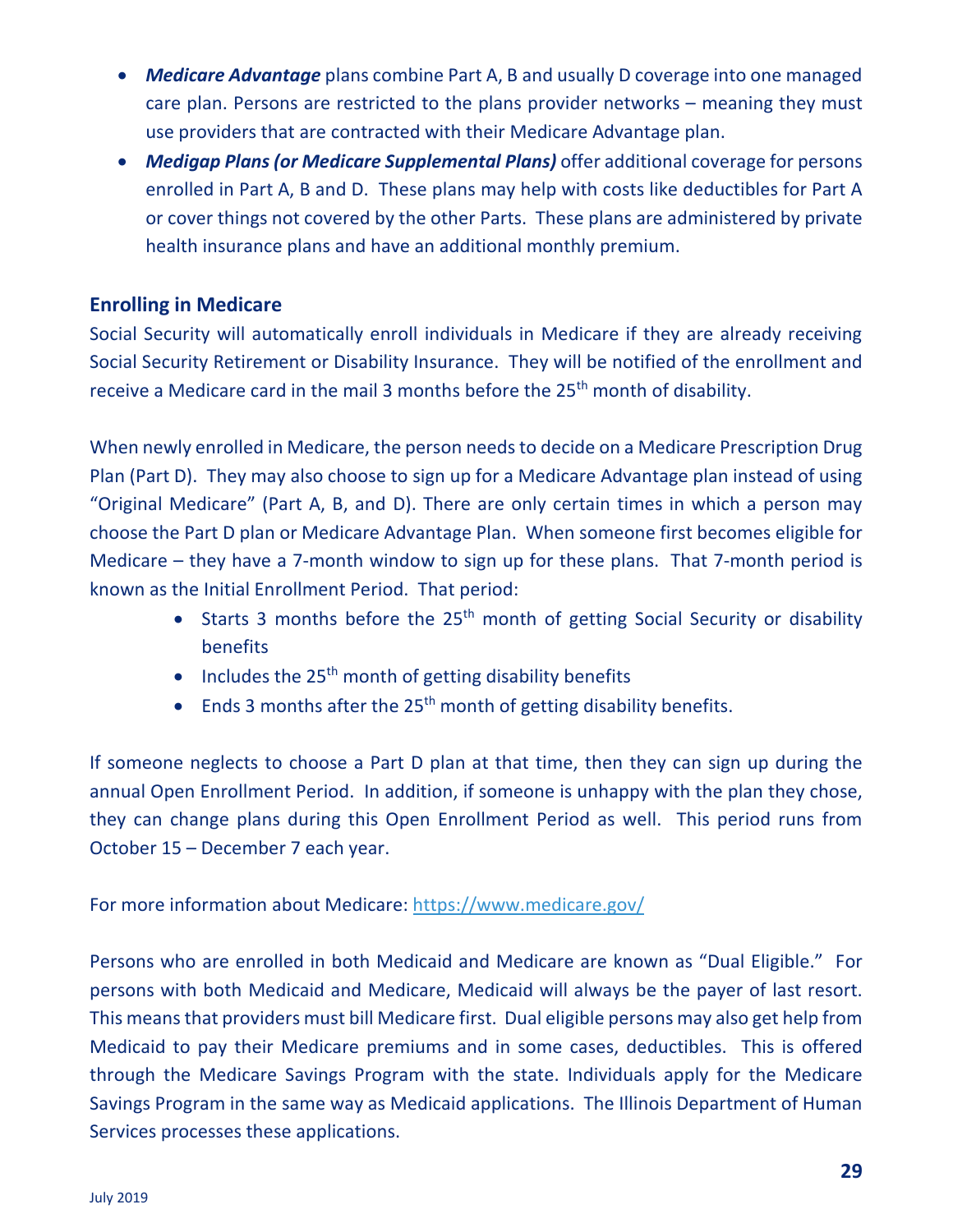- ***Medicare Advantage*** plans combine Part A, B and usually D coverage into one managed care plan. Persons are restricted to the plans provider networks – meaning they must use providers that are contracted with their Medicare Advantage plan.
- ***Medigap Plans (or Medicare Supplemental Plans)*** offer additional coverage for persons enrolled in Part A, B and D. These plans may help with costs like deductibles for Part A or cover things not covered by the other Parts. These plans are administered by private health insurance plans and have an additional monthly premium.

## Enrolling in Medicare

Social Security will automatically enroll individuals in Medicare if they are already receiving Social Security Retirement or Disability Insurance. They will be notified of the enrollment and receive a Medicare card in the mail 3 months before the 25th month of disability.

When newly enrolled in Medicare, the person needs to decide on a Medicare Prescription Drug Plan (Part D). They may also choose to sign up for a Medicare Advantage plan instead of using "Original Medicare" (Part A, B, and D). There are only certain times in which a person may choose the Part D plan or Medicare Advantage Plan. When someone first becomes eligible for Medicare – they have a 7-month window to sign up for these plans. That 7-month period is known as the Initial Enrollment Period. That period:

- Starts 3 months before the 25th month of getting Social Security or disability benefits
- Includes the 25th month of getting disability benefits
- Ends 3 months after the 25th month of getting disability benefits.

If someone neglects to choose a Part D plan at that time, then they can sign up during the annual Open Enrollment Period. In addition, if someone is unhappy with the plan they chose, they can change plans during this Open Enrollment Period as well. This period runs from October 15 – December 7 each year.

For more information about Medicare: https://www.medicare.gov/

Persons who are enrolled in both Medicaid and Medicare are known as "Dual Eligible." For persons with both Medicaid and Medicare, Medicaid will always be the payer of last resort. This means that providers must bill Medicare first. Dual eligible persons may also get help from Medicaid to pay their Medicare premiums and in some cases, deductibles. This is offered through the Medicare Savings Program with the state. Individuals apply for the Medicare Savings Program in the same way as Medicaid applications. The Illinois Department of Human Services processes these applications.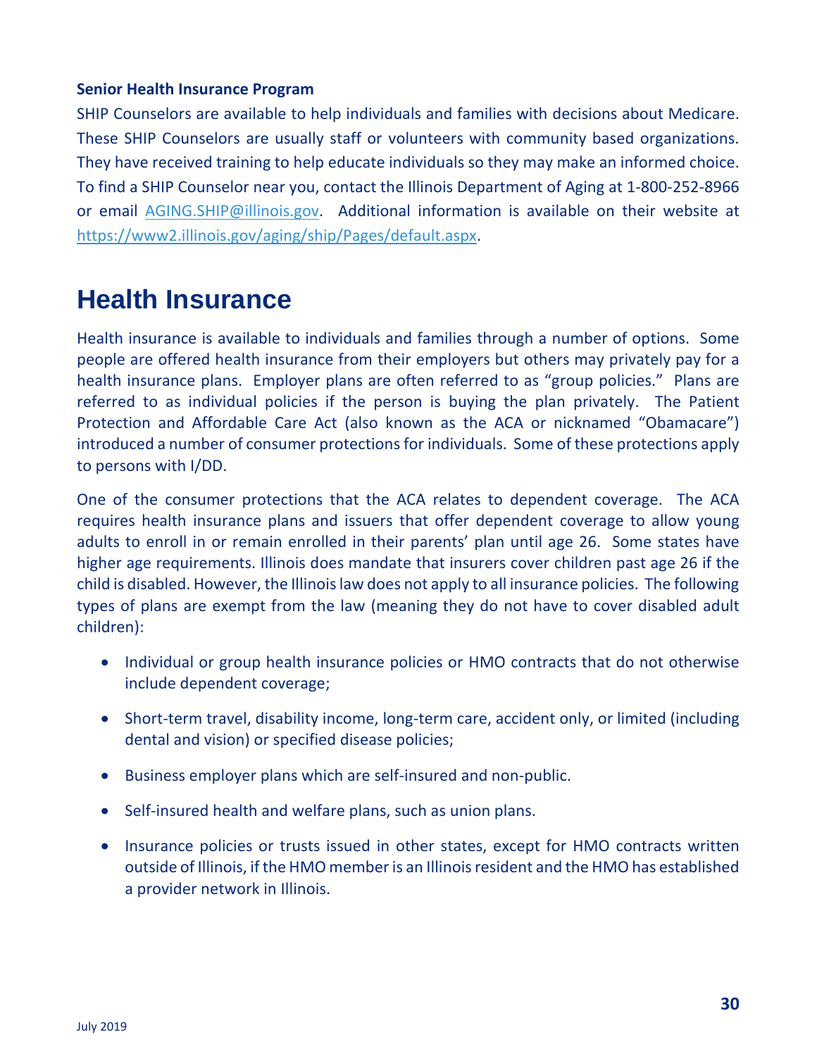**Senior Health Insurance Program**

SHIP Counselors are available to help individuals and families with decisions about Medicare. These SHIP Counselors are usually staff or volunteers with community based organizations. They have received training to help educate individuals so they may make an informed choice. To find a SHIP Counselor near you, contact the Illinois Department of Aging at 1-800-252-8966 or email AGING.SHIP@illinois.gov. Additional information is available on their website at https://www2.illinois.gov/aging/ship/Pages/default.aspx.

# Health Insurance

Health insurance is available to individuals and families through a number of options. Some people are offered health insurance from their employers but others may privately pay for a health insurance plans. Employer plans are often referred to as "group policies." Plans are referred to as individual policies if the person is buying the plan privately. The Patient Protection and Affordable Care Act (also known as the ACA or nicknamed "Obamacare") introduced a number of consumer protections for individuals. Some of these protections apply to persons with I/DD.

One of the consumer protections that the ACA relates to dependent coverage. The ACA requires health insurance plans and issuers that offer dependent coverage to allow young adults to enroll in or remain enrolled in their parents' plan until age 26. Some states have higher age requirements. Illinois does mandate that insurers cover children past age 26 if the child is disabled. However, the Illinois law does not apply to all insurance policies. The following types of plans are exempt from the law (meaning they do not have to cover disabled adult children):

- Individual or group health insurance policies or HMO contracts that do not otherwise include dependent coverage;
- Short-term travel, disability income, long-term care, accident only, or limited (including dental and vision) or specified disease policies;
- Business employer plans which are self-insured and non-public.
- Self-insured health and welfare plans, such as union plans.
- Insurance policies or trusts issued in other states, except for HMO contracts written outside of Illinois, if the HMO member is an Illinois resident and the HMO has established a provider network in Illinois.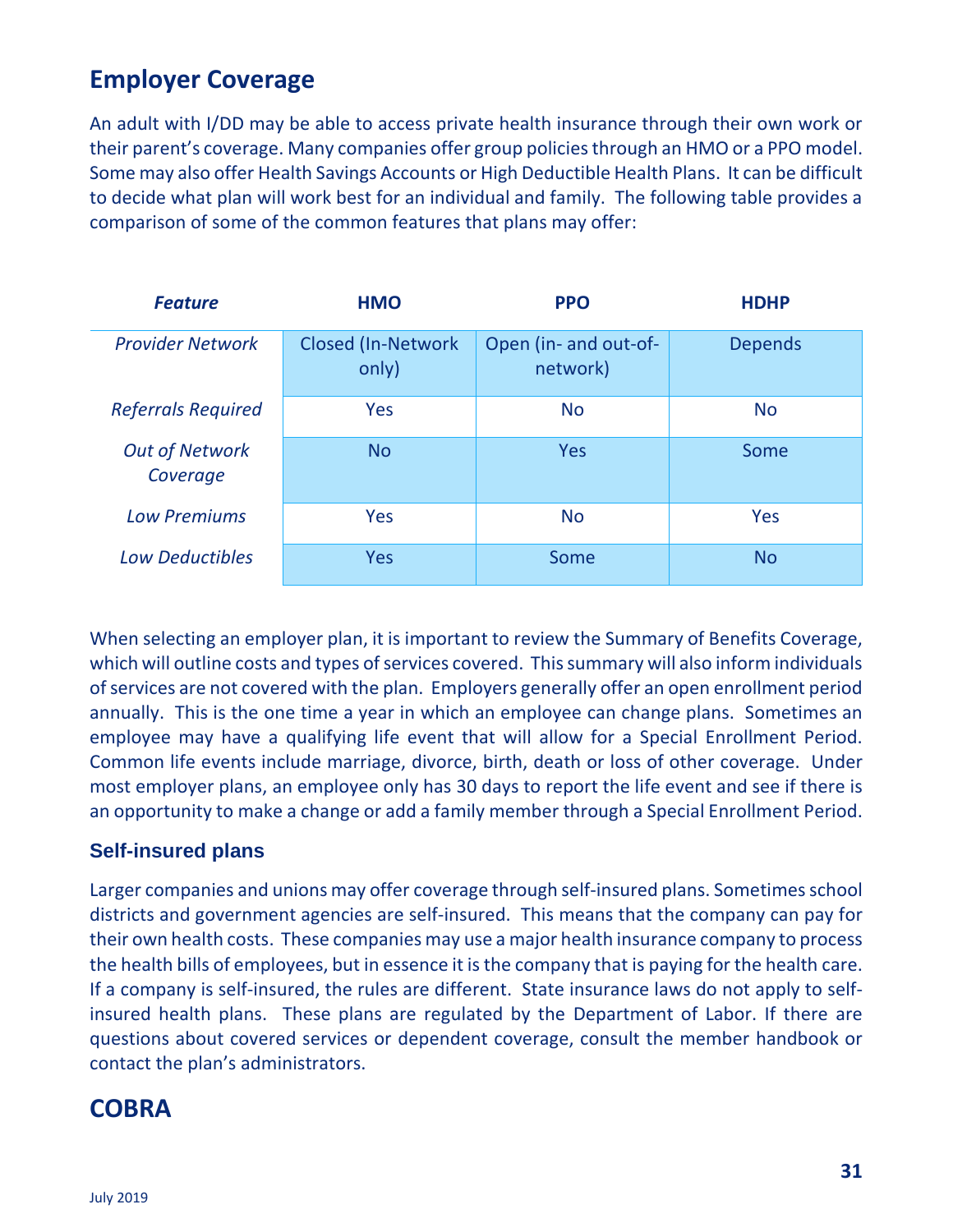## Employer Coverage

An adult with I/DD may be able to access private health insurance through their own work or their parent's coverage. Many companies offer group policies through an HMO or a PPO model. Some may also offer Health Savings Accounts or High Deductible Health Plans. It can be difficult to decide what plan will work best for an individual and family. The following table provides a comparison of some of the common features that plans may offer:

| *Feature* | HMO | PPO | HDHP |
|---|---|---|---|
| *Provider Network* | Closed (In-Network only) | Open (in- and out-of-network) | Depends |
| *Referrals Required* | Yes | No | No |
| *Out of Network Coverage* | No | Yes | Some |
| *Low Premiums* | Yes | No | Yes |
| *Low Deductibles* | Yes | Some | No |

When selecting an employer plan, it is important to review the Summary of Benefits Coverage, which will outline costs and types of services covered. This summary will also inform individuals of services are not covered with the plan. Employers generally offer an open enrollment period annually. This is the one time a year in which an employee can change plans. Sometimes an employee may have a qualifying life event that will allow for a Special Enrollment Period. Common life events include marriage, divorce, birth, death or loss of other coverage. Under most employer plans, an employee only has 30 days to report the life event and see if there is an opportunity to make a change or add a family member through a Special Enrollment Period.

### Self-insured plans

Larger companies and unions may offer coverage through self-insured plans. Sometimes school districts and government agencies are self-insured. This means that the company can pay for their own health costs. These companies may use a major health insurance company to process the health bills of employees, but in essence it is the company that is paying for the health care. If a company is self-insured, the rules are different. State insurance laws do not apply to self-insured health plans. These plans are regulated by the Department of Labor. If there are questions about covered services or dependent coverage, consult the member handbook or contact the plan's administrators.

## COBRA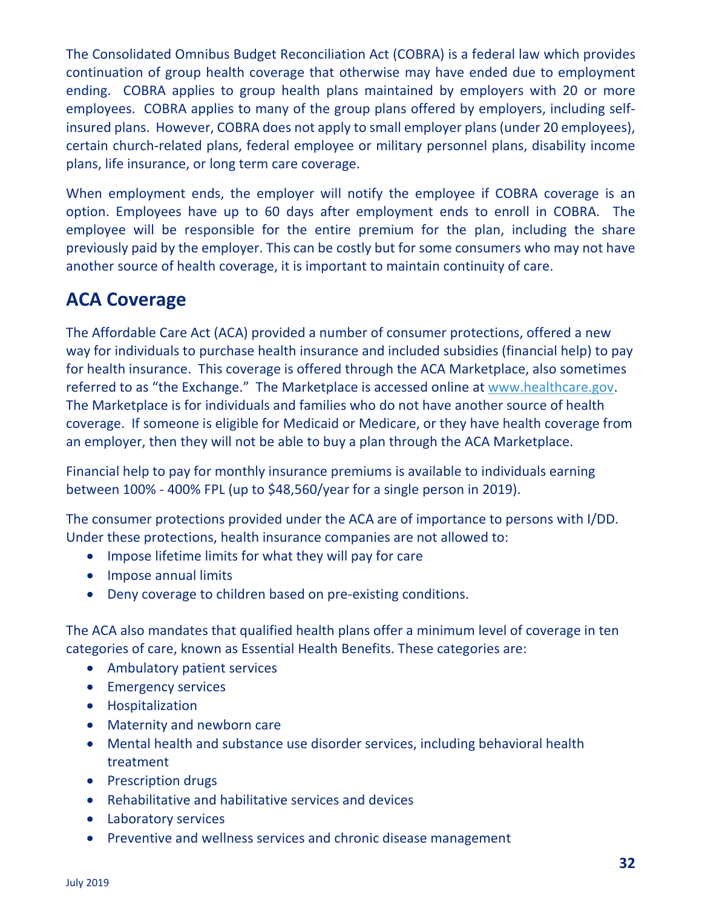The Consolidated Omnibus Budget Reconciliation Act (COBRA) is a federal law which provides continuation of group health coverage that otherwise may have ended due to employment ending. COBRA applies to group health plans maintained by employers with 20 or more employees. COBRA applies to many of the group plans offered by employers, including self-insured plans. However, COBRA does not apply to small employer plans (under 20 employees), certain church-related plans, federal employee or military personnel plans, disability income plans, life insurance, or long term care coverage.

When employment ends, the employer will notify the employee if COBRA coverage is an option. Employees have up to 60 days after employment ends to enroll in COBRA. The employee will be responsible for the entire premium for the plan, including the share previously paid by the employer. This can be costly but for some consumers who may not have another source of health coverage, it is important to maintain continuity of care.

## ACA Coverage

The Affordable Care Act (ACA) provided a number of consumer protections, offered a new way for individuals to purchase health insurance and included subsidies (financial help) to pay for health insurance. This coverage is offered through the ACA Marketplace, also sometimes referred to as "the Exchange." The Marketplace is accessed online at www.healthcare.gov. The Marketplace is for individuals and families who do not have another source of health coverage. If someone is eligible for Medicaid or Medicare, or they have health coverage from an employer, then they will not be able to buy a plan through the ACA Marketplace.

Financial help to pay for monthly insurance premiums is available to individuals earning between 100% - 400% FPL (up to $48,560/year for a single person in 2019).

The consumer protections provided under the ACA are of importance to persons with I/DD. Under these protections, health insurance companies are not allowed to:

- Impose lifetime limits for what they will pay for care
- Impose annual limits
- Deny coverage to children based on pre-existing conditions.

The ACA also mandates that qualified health plans offer a minimum level of coverage in ten categories of care, known as Essential Health Benefits. These categories are:

- Ambulatory patient services
- Emergency services
- Hospitalization
- Maternity and newborn care
- Mental health and substance use disorder services, including behavioral health treatment
- Prescription drugs
- Rehabilitative and habilitative services and devices
- Laboratory services
- Preventive and wellness services and chronic disease management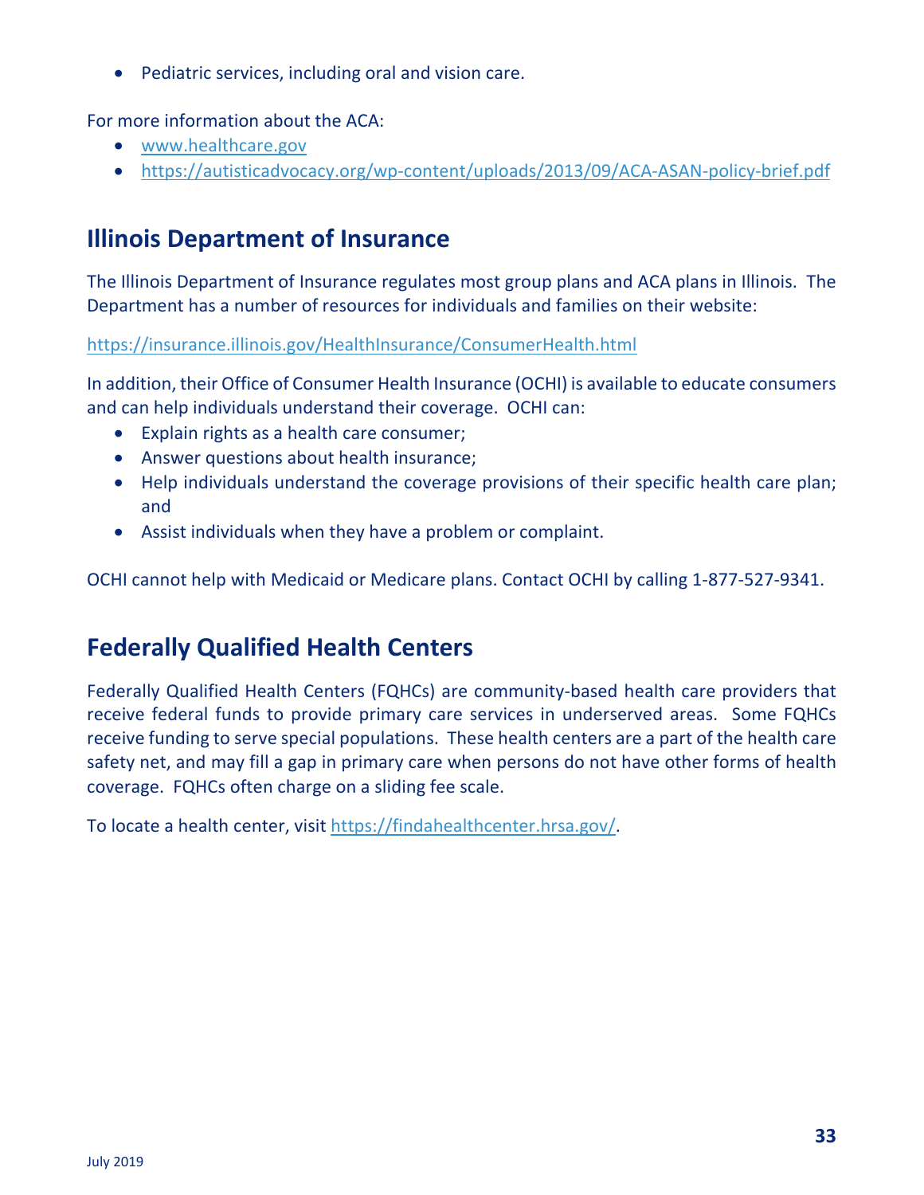- Pediatric services, including oral and vision care.

For more information about the ACA:

- www.healthcare.gov
- https://autisticadvocacy.org/wp-content/uploads/2013/09/ACA-ASAN-policy-brief.pdf

## Illinois Department of Insurance

The Illinois Department of Insurance regulates most group plans and ACA plans in Illinois. The Department has a number of resources for individuals and families on their website:

https://insurance.illinois.gov/HealthInsurance/ConsumerHealth.html

In addition, their Office of Consumer Health Insurance (OCHI) is available to educate consumers and can help individuals understand their coverage. OCHI can:

- Explain rights as a health care consumer;
- Answer questions about health insurance;
- Help individuals understand the coverage provisions of their specific health care plan; and
- Assist individuals when they have a problem or complaint.

OCHI cannot help with Medicaid or Medicare plans. Contact OCHI by calling 1-877-527-9341.

## Federally Qualified Health Centers

Federally Qualified Health Centers (FQHCs) are community-based health care providers that receive federal funds to provide primary care services in underserved areas. Some FQHCs receive funding to serve special populations. These health centers are a part of the health care safety net, and may fill a gap in primary care when persons do not have other forms of health coverage. FQHCs often charge on a sliding fee scale.

To locate a health center, visit https://findahealthcenter.hrsa.gov/.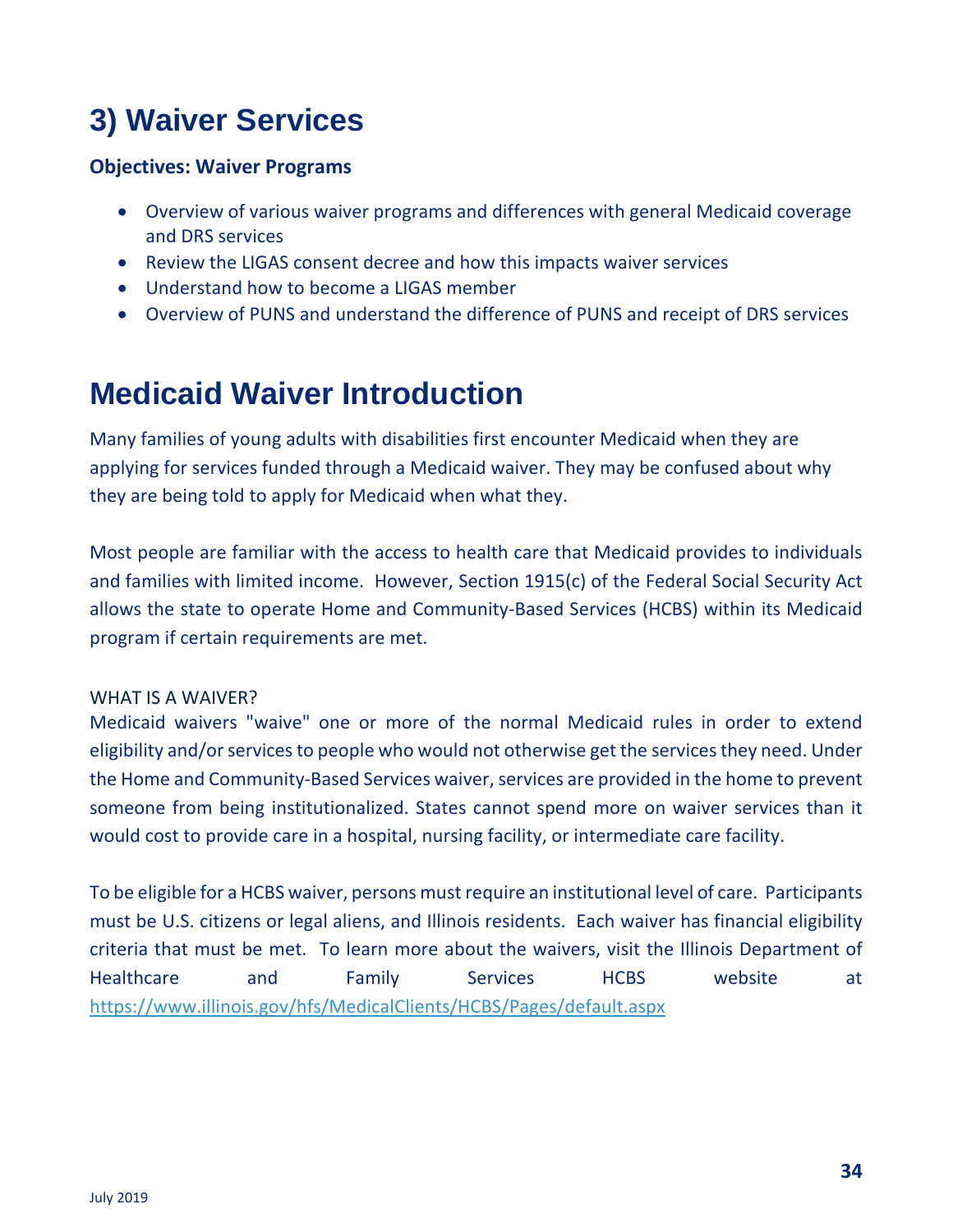# 3) Waiver Services

**Objectives: Waiver Programs**

- Overview of various waiver programs and differences with general Medicaid coverage and DRS services
- Review the LIGAS consent decree and how this impacts waiver services
- Understand how to become a LIGAS member
- Overview of PUNS and understand the difference of PUNS and receipt of DRS services

# Medicaid Waiver Introduction

Many families of young adults with disabilities first encounter Medicaid when they are applying for services funded through a Medicaid waiver. They may be confused about why they are being told to apply for Medicaid when what they.

Most people are familiar with the access to health care that Medicaid provides to individuals and families with limited income. However, Section 1915(c) of the Federal Social Security Act allows the state to operate Home and Community-Based Services (HCBS) within its Medicaid program if certain requirements are met.

WHAT IS A WAIVER?

Medicaid waivers "waive" one or more of the normal Medicaid rules in order to extend eligibility and/or services to people who would not otherwise get the services they need. Under the Home and Community-Based Services waiver, services are provided in the home to prevent someone from being institutionalized. States cannot spend more on waiver services than it would cost to provide care in a hospital, nursing facility, or intermediate care facility.

To be eligible for a HCBS waiver, persons must require an institutional level of care. Participants must be U.S. citizens or legal aliens, and Illinois residents. Each waiver has financial eligibility criteria that must be met. To learn more about the waivers, visit the Illinois Department of Healthcare and Family Services HCBS website at https://www.illinois.gov/hfs/MedicalClients/HCBS/Pages/default.aspx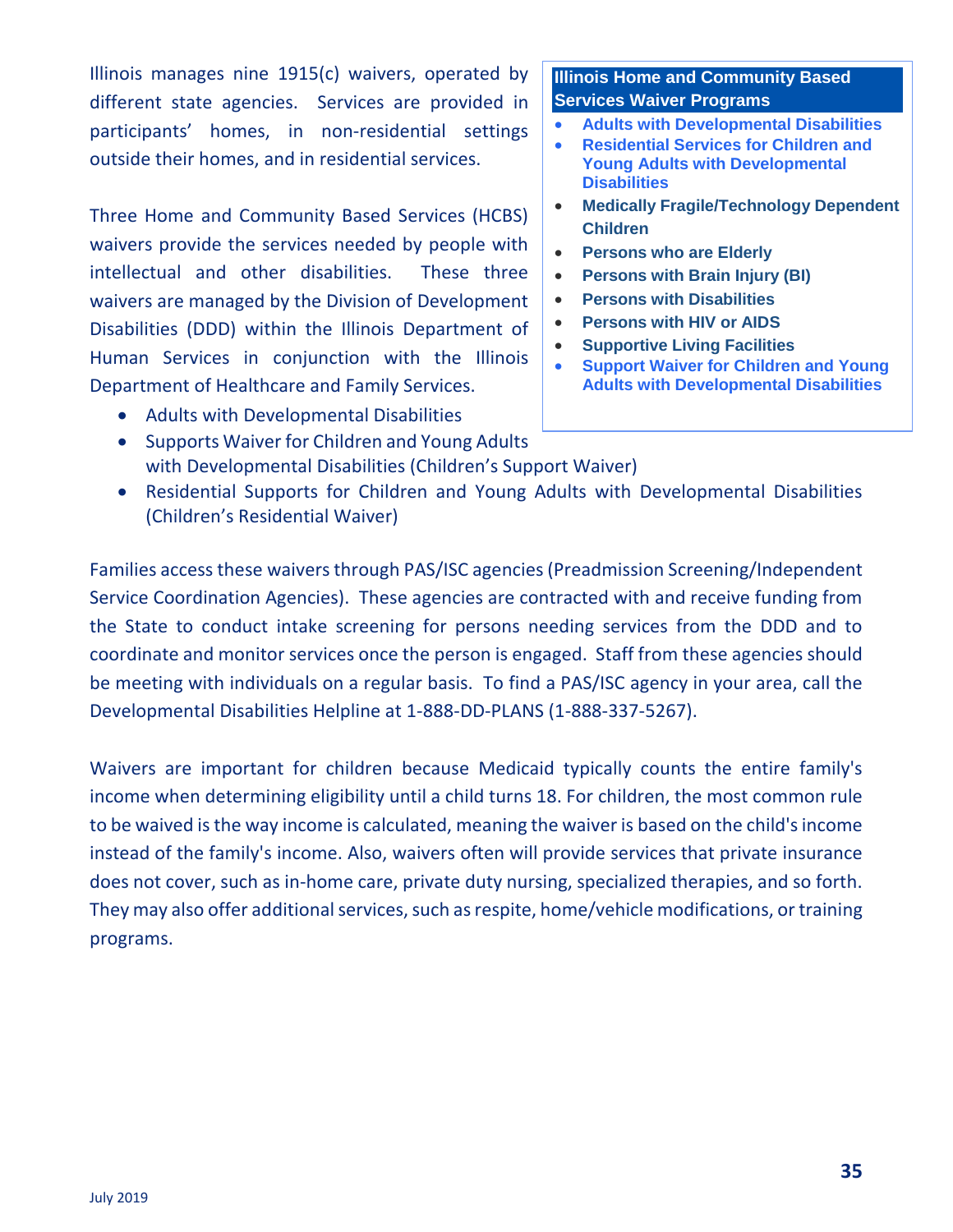Illinois manages nine 1915(c) waivers, operated by different state agencies. Services are provided in participants' homes, in non-residential settings outside their homes, and in residential services.

Three Home and Community Based Services (HCBS) waivers provide the services needed by people with intellectual and other disabilities. These three waivers are managed by the Division of Development Disabilities (DDD) within the Illinois Department of Human Services in conjunction with the Illinois Department of Healthcare and Family Services.

- Adults with Developmental Disabilities
- Supports Waiver for Children and Young Adults with Developmental Disabilities (Children's Support Waiver)
- Residential Supports for Children and Young Adults with Developmental Disabilities (Children's Residential Waiver)

**Illinois Home and Community Based Services Waiver Programs**

- **Adults with Developmental Disabilities**
- **Residential Services for Children and Young Adults with Developmental Disabilities**
- **Medically Fragile/Technology Dependent Children**
- **Persons who are Elderly**
- **Persons with Brain Injury (BI)**
- **Persons with Disabilities**
- **Persons with HIV or AIDS**
- **Supportive Living Facilities**
- **Support Waiver for Children and Young Adults with Developmental Disabilities**

Families access these waivers through PAS/ISC agencies (Preadmission Screening/Independent Service Coordination Agencies). These agencies are contracted with and receive funding from the State to conduct intake screening for persons needing services from the DDD and to coordinate and monitor services once the person is engaged. Staff from these agencies should be meeting with individuals on a regular basis. To find a PAS/ISC agency in your area, call the Developmental Disabilities Helpline at 1-888-DD-PLANS (1-888-337-5267).

Waivers are important for children because Medicaid typically counts the entire family's income when determining eligibility until a child turns 18. For children, the most common rule to be waived is the way income is calculated, meaning the waiver is based on the child's income instead of the family's income. Also, waivers often will provide services that private insurance does not cover, such as in-home care, private duty nursing, specialized therapies, and so forth. They may also offer additional services, such as respite, home/vehicle modifications, or training programs.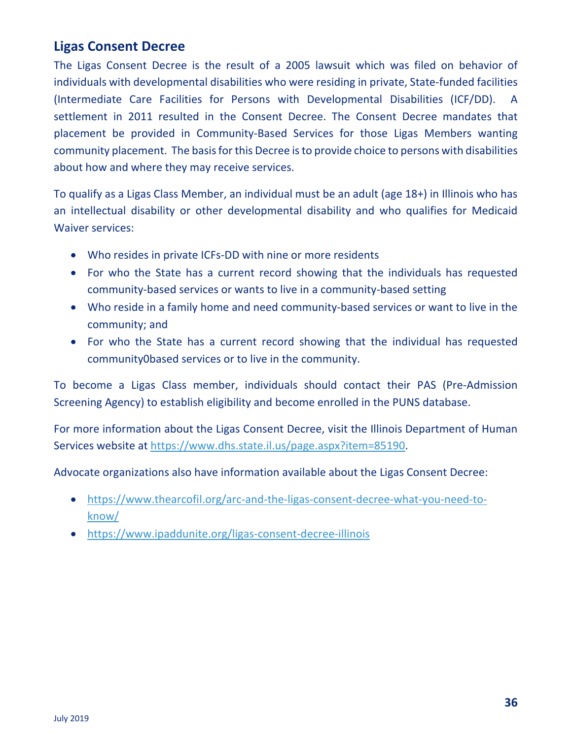## Ligas Consent Decree

The Ligas Consent Decree is the result of a 2005 lawsuit which was filed on behavior of individuals with developmental disabilities who were residing in private, State-funded facilities (Intermediate Care Facilities for Persons with Developmental Disabilities (ICF/DD). A settlement in 2011 resulted in the Consent Decree. The Consent Decree mandates that placement be provided in Community-Based Services for those Ligas Members wanting community placement. The basis for this Decree is to provide choice to persons with disabilities about how and where they may receive services.

To qualify as a Ligas Class Member, an individual must be an adult (age 18+) in Illinois who has an intellectual disability or other developmental disability and who qualifies for Medicaid Waiver services:

- Who resides in private ICFs-DD with nine or more residents
- For who the State has a current record showing that the individuals has requested community-based services or wants to live in a community-based setting
- Who reside in a family home and need community-based services or want to live in the community; and
- For who the State has a current record showing that the individual has requested community0based services or to live in the community.

To become a Ligas Class member, individuals should contact their PAS (Pre-Admission Screening Agency) to establish eligibility and become enrolled in the PUNS database.

For more information about the Ligas Consent Decree, visit the Illinois Department of Human Services website at https://www.dhs.state.il.us/page.aspx?item=85190.

Advocate organizations also have information available about the Ligas Consent Decree:

- https://www.thearcofil.org/arc-and-the-ligas-consent-decree-what-you-need-to-know/
- https://www.ipaddunite.org/ligas-consent-decree-illinois

July 2019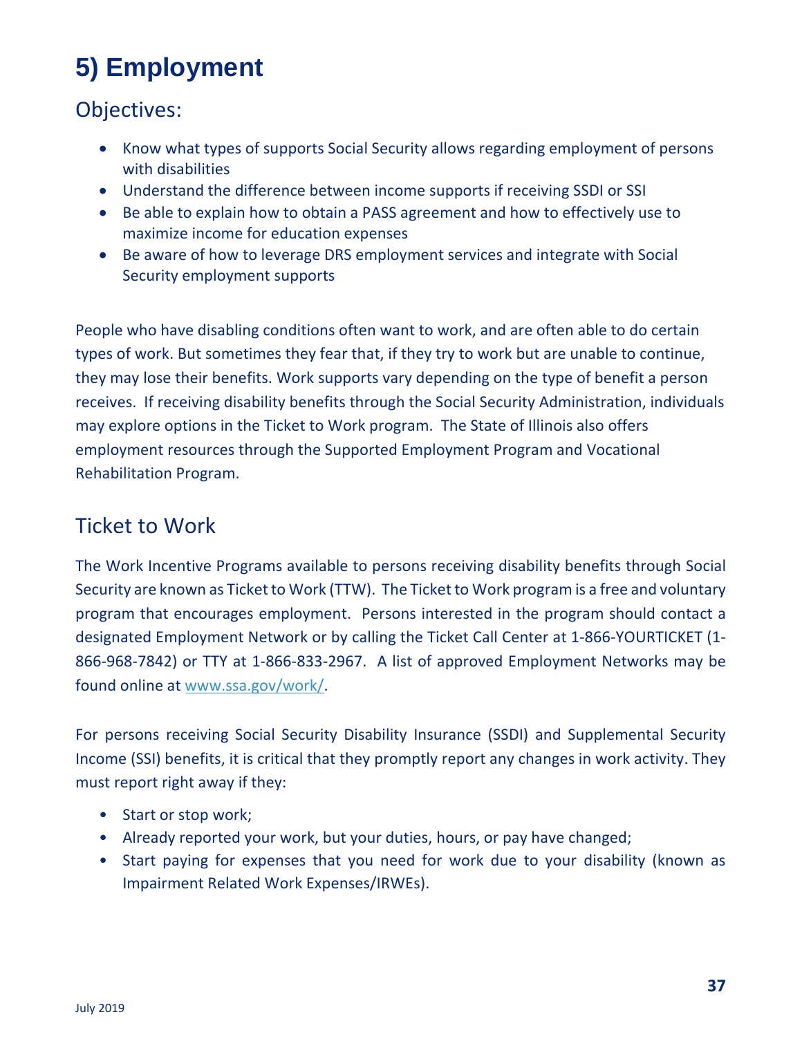# 5) Employment

## Objectives:

- Know what types of supports Social Security allows regarding employment of persons with disabilities
- Understand the difference between income supports if receiving SSDI or SSI
- Be able to explain how to obtain a PASS agreement and how to effectively use to maximize income for education expenses
- Be aware of how to leverage DRS employment services and integrate with Social Security employment supports

People who have disabling conditions often want to work, and are often able to do certain types of work. But sometimes they fear that, if they try to work but are unable to continue, they may lose their benefits. Work supports vary depending on the type of benefit a person receives. If receiving disability benefits through the Social Security Administration, individuals may explore options in the Ticket to Work program. The State of Illinois also offers employment resources through the Supported Employment Program and Vocational Rehabilitation Program.

## Ticket to Work

The Work Incentive Programs available to persons receiving disability benefits through Social Security are known as Ticket to Work (TTW). The Ticket to Work program is a free and voluntary program that encourages employment. Persons interested in the program should contact a designated Employment Network or by calling the Ticket Call Center at 1-866-YOURTICKET (1-866-968-7842) or TTY at 1-866-833-2967. A list of approved Employment Networks may be found online at [www.ssa.gov/work/](www.ssa.gov/work/).

For persons receiving Social Security Disability Insurance (SSDI) and Supplemental Security Income (SSI) benefits, it is critical that they promptly report any changes in work activity. They must report right away if they:

- Start or stop work;
- Already reported your work, but your duties, hours, or pay have changed;
- Start paying for expenses that you need for work due to your disability (known as Impairment Related Work Expenses/IRWEs).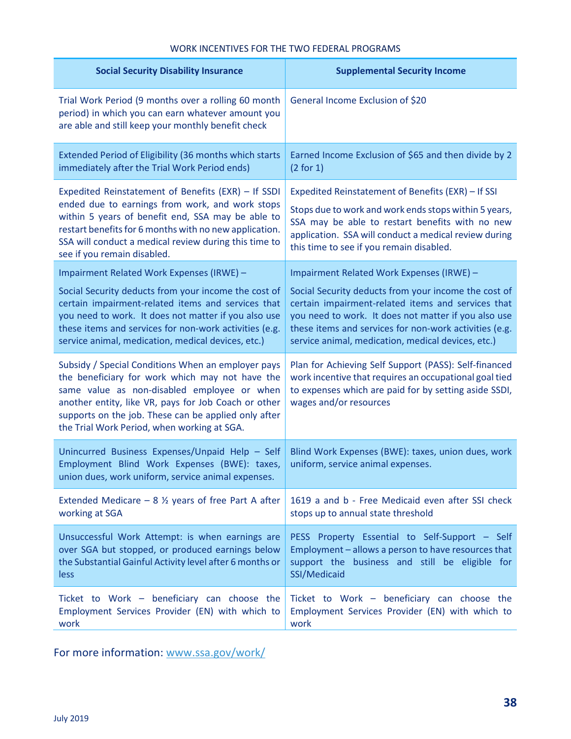WORK INCENTIVES FOR THE TWO FEDERAL PROGRAMS

| Social Security Disability Insurance | Supplemental Security Income |
|---|---|
| Trial Work Period (9 months over a rolling 60 month period) in which you can earn whatever amount you are able and still keep your monthly benefit check | General Income Exclusion of $20 |
| Extended Period of Eligibility (36 months which starts immediately after the Trial Work Period ends) | Earned Income Exclusion of $65 and then divide by 2 (2 for 1) |
| Expedited Reinstatement of Benefits (EXR) – If SSDI ended due to earnings from work, and work stops within 5 years of benefit end, SSA may be able to restart benefits for 6 months with no new application. SSA will conduct a medical review during this time to see if you remain disabled. | Expedited Reinstatement of Benefits (EXR) – If SSI Stops due to work and work ends stops within 5 years, SSA may be able to restart benefits with no new application. SSA will conduct a medical review during this time to see if you remain disabled. |
| Impairment Related Work Expenses (IRWE) – Social Security deducts from your income the cost of certain impairment-related items and services that you need to work. It does not matter if you also use these items and services for non-work activities (e.g. service animal, medication, medical devices, etc.) | Impairment Related Work Expenses (IRWE) – Social Security deducts from your income the cost of certain impairment-related items and services that you need to work. It does not matter if you also use these items and services for non-work activities (e.g. service animal, medication, medical devices, etc.) |
| Subsidy / Special Conditions When an employer pays the beneficiary for work which may not have the same value as non-disabled employee or when another entity, like VR, pays for Job Coach or other supports on the job. These can be applied only after the Trial Work Period, when working at SGA. | Plan for Achieving Self Support (PASS): Self-financed work incentive that requires an occupational goal tied to expenses which are paid for by setting aside SSDI, wages and/or resources |
| Unincurred Business Expenses/Unpaid Help – Self Employment Blind Work Expenses (BWE): taxes, union dues, work uniform, service animal expenses. | Blind Work Expenses (BWE): taxes, union dues, work uniform, service animal expenses. |
| Extended Medicare – 8 ½ years of free Part A after working at SGA | 1619 a and b - Free Medicaid even after SSI check stops up to annual state threshold |
| Unsuccessful Work Attempt: is when earnings are over SGA but stopped, or produced earnings below the Substantial Gainful Activity level after 6 months or less | PESS Property Essential to Self-Support – Self Employment – allows a person to have resources that support the business and still be eligible for SSI/Medicaid |
| Ticket to Work – beneficiary can choose the Employment Services Provider (EN) with which to work | Ticket to Work – beneficiary can choose the Employment Services Provider (EN) with which to work |

For more information: [www.ssa.gov/work/](www.ssa.gov/work/)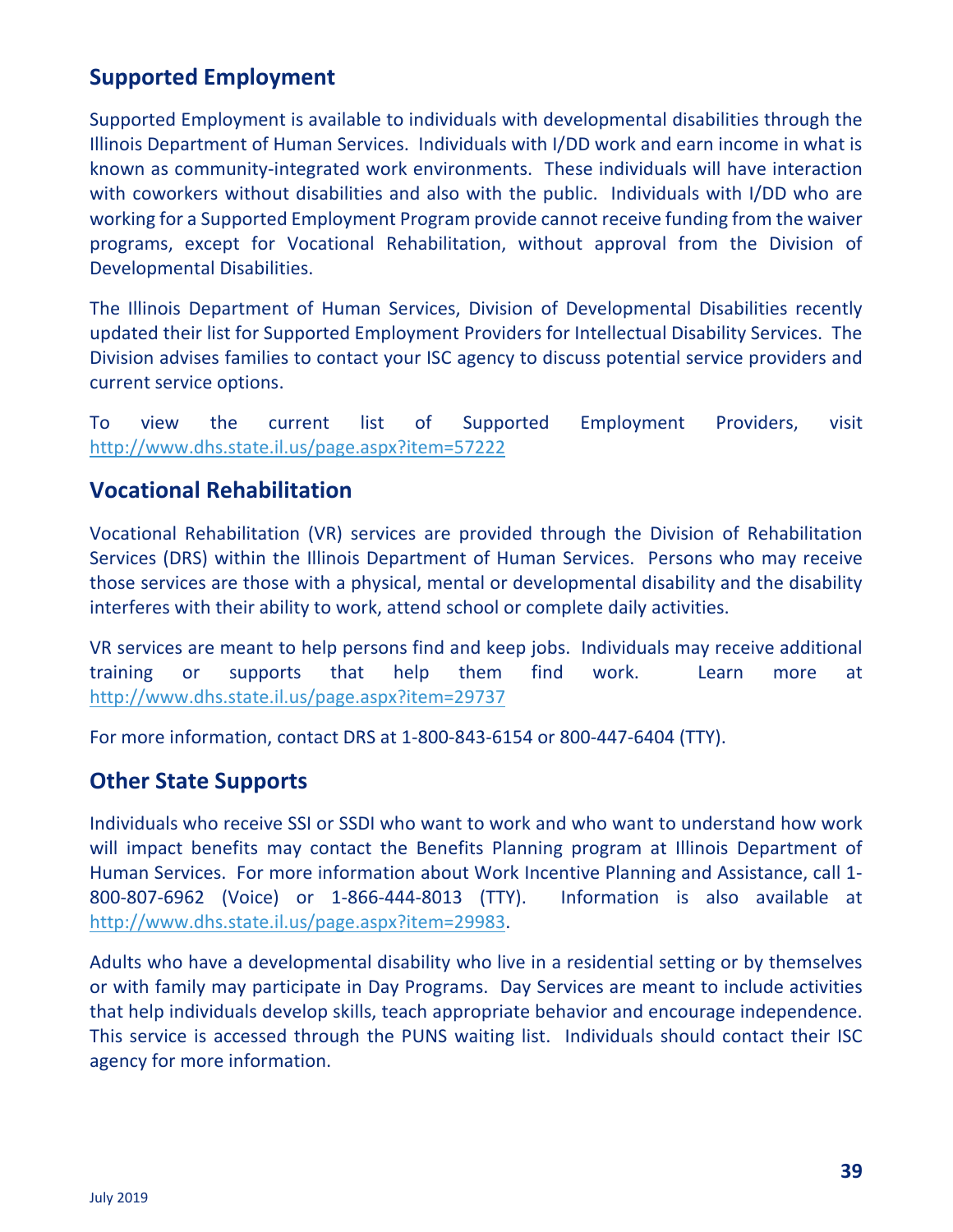## Supported Employment

Supported Employment is available to individuals with developmental disabilities through the Illinois Department of Human Services. Individuals with I/DD work and earn income in what is known as community-integrated work environments. These individuals will have interaction with coworkers without disabilities and also with the public. Individuals with I/DD who are working for a Supported Employment Program provide cannot receive funding from the waiver programs, except for Vocational Rehabilitation, without approval from the Division of Developmental Disabilities.

The Illinois Department of Human Services, Division of Developmental Disabilities recently updated their list for Supported Employment Providers for Intellectual Disability Services. The Division advises families to contact your ISC agency to discuss potential service providers and current service options.

To view the current list of Supported Employment Providers, visit http://www.dhs.state.il.us/page.aspx?item=57222

## Vocational Rehabilitation

Vocational Rehabilitation (VR) services are provided through the Division of Rehabilitation Services (DRS) within the Illinois Department of Human Services. Persons who may receive those services are those with a physical, mental or developmental disability and the disability interferes with their ability to work, attend school or complete daily activities.

VR services are meant to help persons find and keep jobs. Individuals may receive additional training or supports that help them find work. Learn more at http://www.dhs.state.il.us/page.aspx?item=29737

For more information, contact DRS at 1-800-843-6154 or 800-447-6404 (TTY).

## Other State Supports

Individuals who receive SSI or SSDI who want to work and who want to understand how work will impact benefits may contact the Benefits Planning program at Illinois Department of Human Services. For more information about Work Incentive Planning and Assistance, call 1-800-807-6962 (Voice) or 1-866-444-8013 (TTY). Information is also available at http://www.dhs.state.il.us/page.aspx?item=29983.

Adults who have a developmental disability who live in a residential setting or by themselves or with family may participate in Day Programs. Day Services are meant to include activities that help individuals develop skills, teach appropriate behavior and encourage independence. This service is accessed through the PUNS waiting list. Individuals should contact their ISC agency for more information.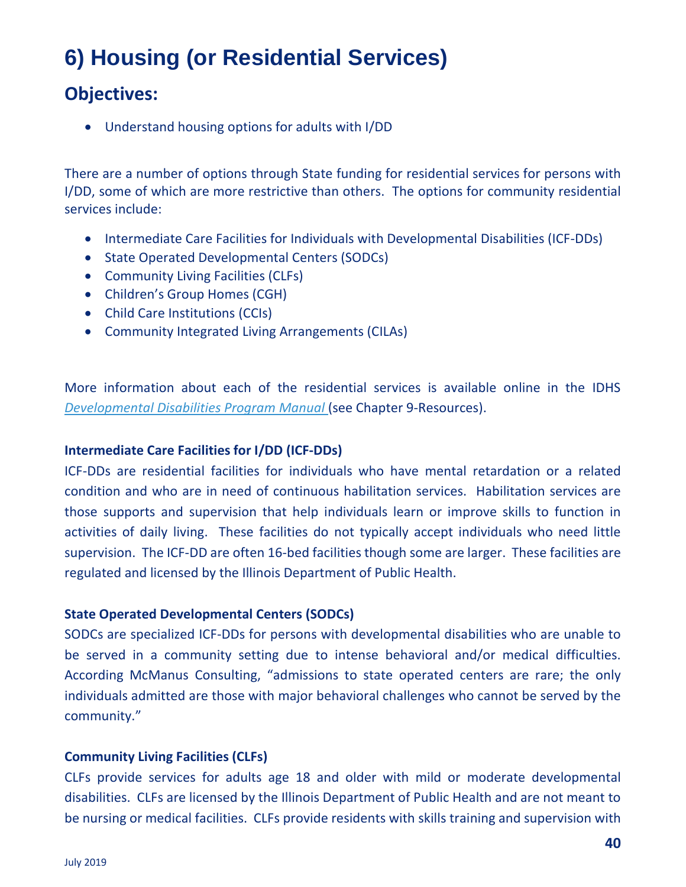# 6) Housing (or Residential Services)

## Objectives:

- Understand housing options for adults with I/DD

There are a number of options through State funding for residential services for persons with I/DD, some of which are more restrictive than others. The options for community residential services include:

- Intermediate Care Facilities for Individuals with Developmental Disabilities (ICF-DDs)
- State Operated Developmental Centers (SODCs)
- Community Living Facilities (CLFs)
- Children's Group Homes (CGH)
- Child Care Institutions (CCIs)
- Community Integrated Living Arrangements (CILAs)

More information about each of the residential services is available online in the IDHS *Developmental Disabilities Program Manual* (see Chapter 9-Resources).

**Intermediate Care Facilities for I/DD (ICF-DDs)**

ICF-DDs are residential facilities for individuals who have mental retardation or a related condition and who are in need of continuous habilitation services. Habilitation services are those supports and supervision that help individuals learn or improve skills to function in activities of daily living. These facilities do not typically accept individuals who need little supervision. The ICF-DD are often 16-bed facilities though some are larger. These facilities are regulated and licensed by the Illinois Department of Public Health.

**State Operated Developmental Centers (SODCs)**

SODCs are specialized ICF-DDs for persons with developmental disabilities who are unable to be served in a community setting due to intense behavioral and/or medical difficulties. According McManus Consulting, "admissions to state operated centers are rare; the only individuals admitted are those with major behavioral challenges who cannot be served by the community."

**Community Living Facilities (CLFs)**

CLFs provide services for adults age 18 and older with mild or moderate developmental disabilities. CLFs are licensed by the Illinois Department of Public Health and are not meant to be nursing or medical facilities. CLFs provide residents with skills training and supervision with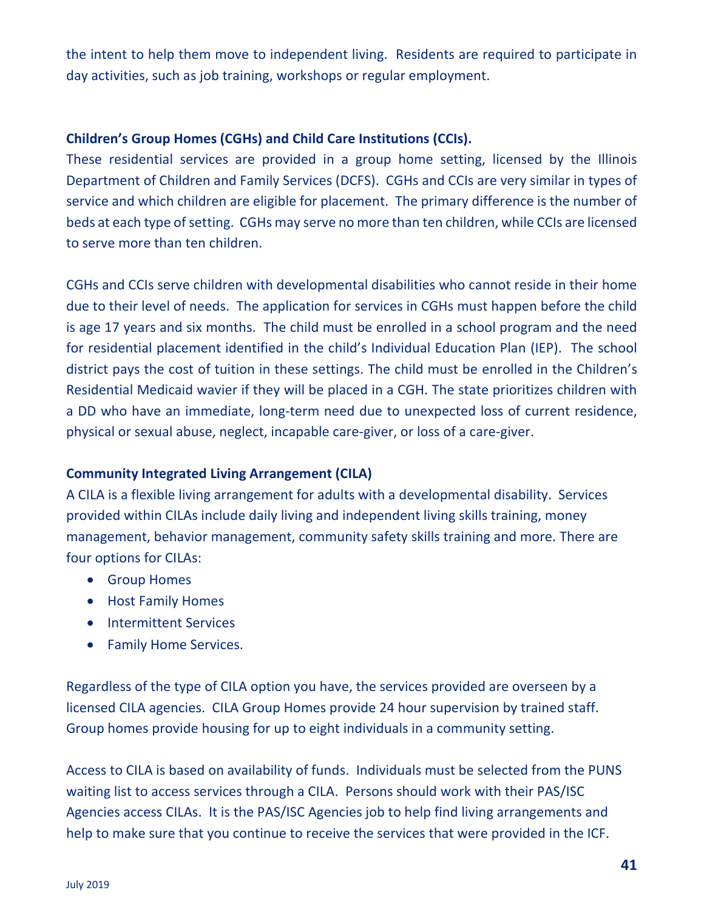the intent to help them move to independent living. Residents are required to participate in day activities, such as job training, workshops or regular employment.

### Children's Group Homes (CGHs) and Child Care Institutions (CCIs).

These residential services are provided in a group home setting, licensed by the Illinois Department of Children and Family Services (DCFS). CGHs and CCIs are very similar in types of service and which children are eligible for placement. The primary difference is the number of beds at each type of setting. CGHs may serve no more than ten children, while CCIs are licensed to serve more than ten children.

CGHs and CCIs serve children with developmental disabilities who cannot reside in their home due to their level of needs. The application for services in CGHs must happen before the child is age 17 years and six months. The child must be enrolled in a school program and the need for residential placement identified in the child's Individual Education Plan (IEP). The school district pays the cost of tuition in these settings. The child must be enrolled in the Children's Residential Medicaid wavier if they will be placed in a CGH. The state prioritizes children with a DD who have an immediate, long-term need due to unexpected loss of current residence, physical or sexual abuse, neglect, incapable care-giver, or loss of a care-giver.

### Community Integrated Living Arrangement (CILA)

A CILA is a flexible living arrangement for adults with a developmental disability. Services provided within CILAs include daily living and independent living skills training, money management, behavior management, community safety skills training and more. There are four options for CILAs:

- Group Homes
- Host Family Homes
- Intermittent Services
- Family Home Services.

Regardless of the type of CILA option you have, the services provided are overseen by a licensed CILA agencies. CILA Group Homes provide 24 hour supervision by trained staff. Group homes provide housing for up to eight individuals in a community setting.

Access to CILA is based on availability of funds. Individuals must be selected from the PUNS waiting list to access services through a CILA. Persons should work with their PAS/ISC Agencies access CILAs. It is the PAS/ISC Agencies job to help find living arrangements and help to make sure that you continue to receive the services that were provided in the ICF.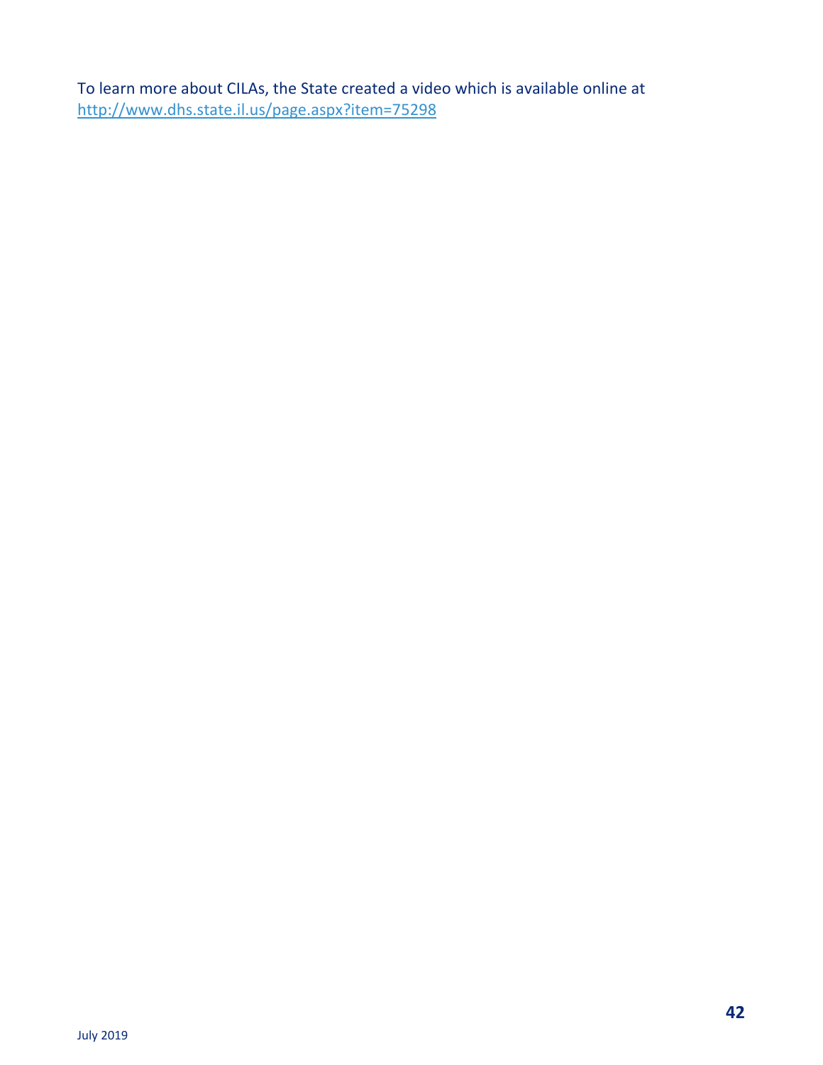To learn more about CILAs, the State created a video which is available online at http://www.dhs.state.il.us/page.aspx?item=75298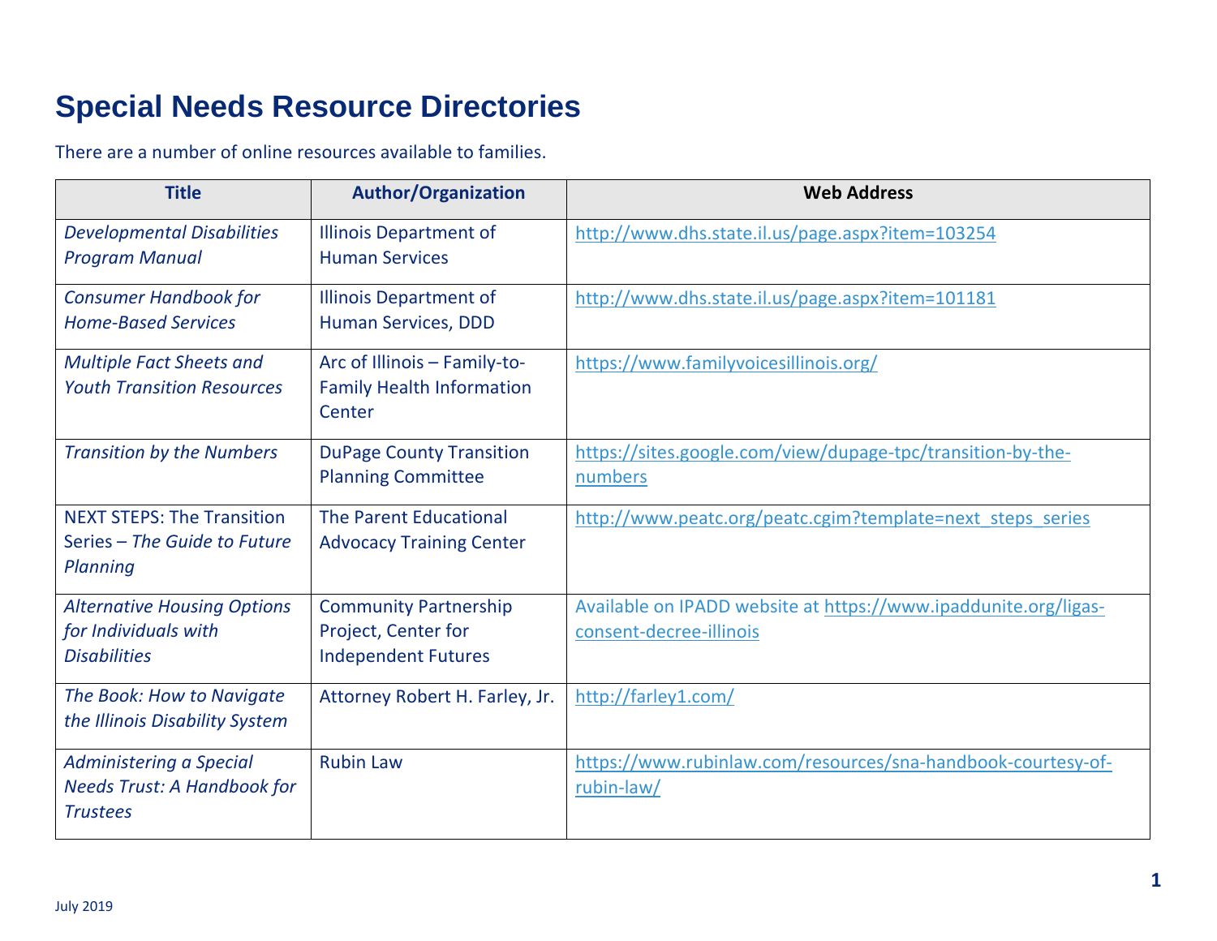# Special Needs Resource Directories

There are a number of online resources available to families.

| Title | Author/Organization | Web Address |
|---|---|---|
| *Developmental Disabilities Program Manual* | Illinois Department of Human Services | http://www.dhs.state.il.us/page.aspx?item=103254 |
| *Consumer Handbook for Home-Based Services* | Illinois Department of Human Services, DDD | http://www.dhs.state.il.us/page.aspx?item=101181 |
| *Multiple Fact Sheets and Youth Transition Resources* | Arc of Illinois – Family-to-Family Health Information Center | https://www.familyvoicesillinois.org/ |
| *Transition by the Numbers* | DuPage County Transition Planning Committee | https://sites.google.com/view/dupage-tpc/transition-by-the-numbers |
| NEXT STEPS: The Transition Series – *The Guide to Future Planning* | The Parent Educational Advocacy Training Center | http://www.peatc.org/peatc.cgim?template=next_steps_series |
| *Alternative Housing Options for Individuals with Disabilities* | Community Partnership Project, Center for Independent Futures | Available on IPADD website at https://www.ipaddunite.org/ligas-consent-decree-illinois |
| *The Book: How to Navigate the Illinois Disability System* | Attorney Robert H. Farley, Jr. | http://farley1.com/ |
| *Administering a Special Needs Trust: A Handbook for Trustees* | Rubin Law | https://www.rubinlaw.com/resources/sna-handbook-courtesy-of-rubin-law/ |

July 2019